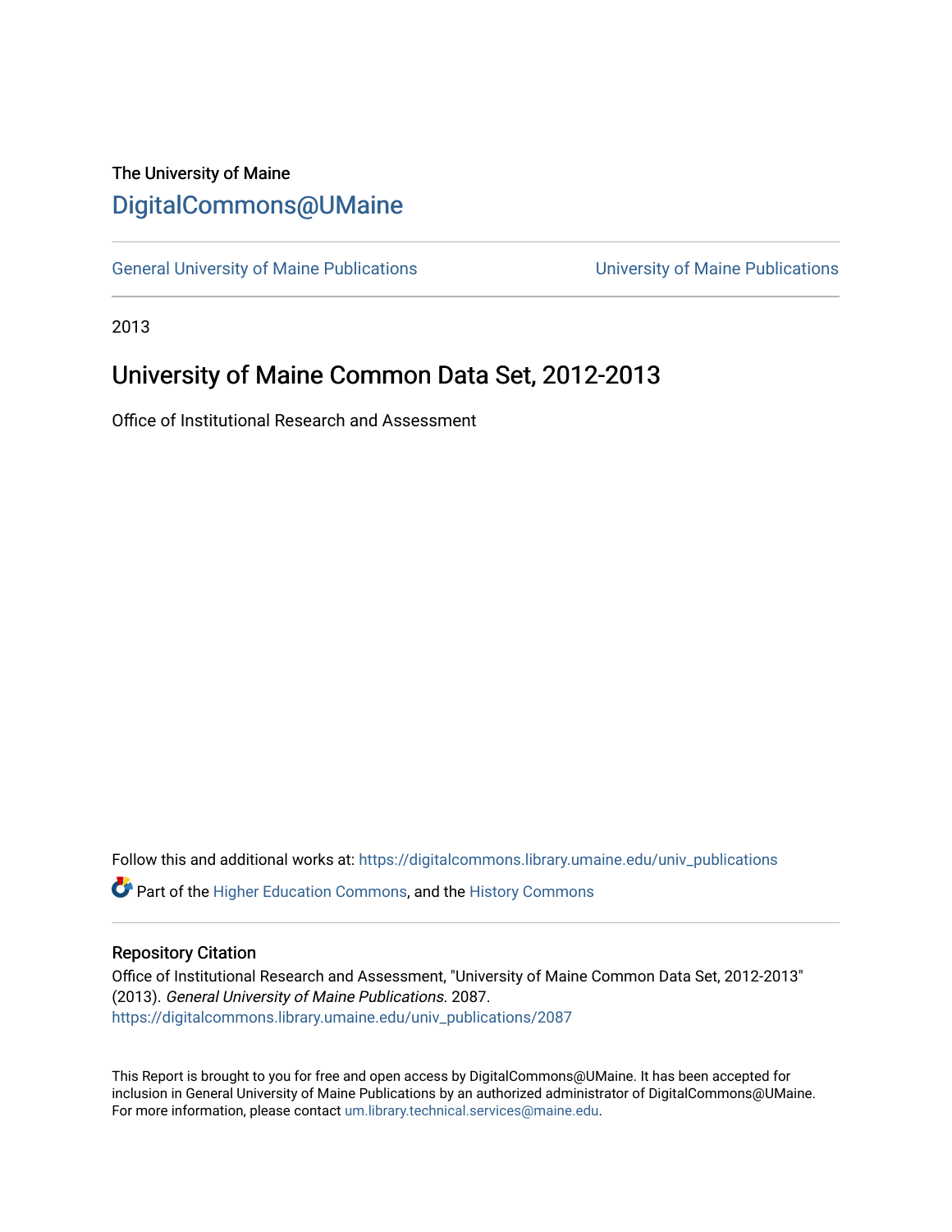The University of Maine

# DigitalCommons@UMaine

General University of Maine Publications | University of Maine Publications

2013

## University of Maine Common Data Set, 2012-2013

Office of Institutional Research and Assessment

Follow this and additional works at: https://digitalcommons.library.umaine.edu/univ_publications

Part of the Higher Education Commons, and the History Commons

### Repository Citation

Office of Institutional Research and Assessment, "University of Maine Common Data Set, 2012-2013" (2013). *General University of Maine Publications*. 2087.
https://digitalcommons.library.umaine.edu/univ_publications/2087

This Report is brought to you for free and open access by DigitalCommons@UMaine. It has been accepted for inclusion in General University of Maine Publications by an authorized administrator of DigitalCommons@UMaine. For more information, please contact um.library.technical.services@maine.edu.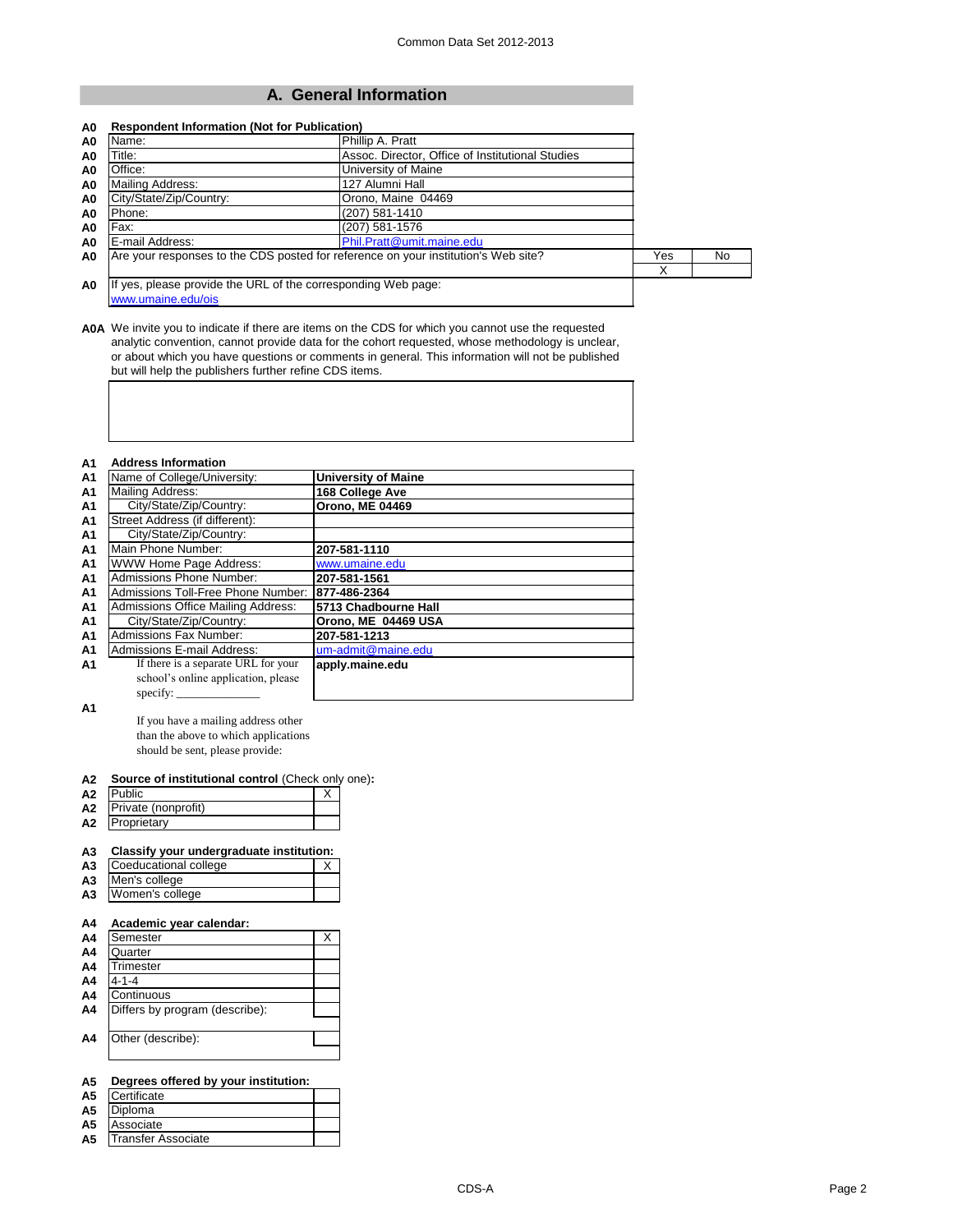## A. General Information

| | | | | |
|---|---|---|---|---|
| A0 | **Respondent Information (Not for Publication)** | | | |
| A0 | Name: | Phillip A. Pratt | | |
| A0 | Title: | Assoc. Director, Office of Institutional Studies | | |
| A0 | Office: | University of Maine | | |
| A0 | Mailing Address: | 127 Alumni Hall | | |
| A0 | City/State/Zip/Country: | Orono, Maine 04469 | | |
| A0 | Phone: | (207) 581-1410 | | |
| A0 | Fax: | (207) 581-1576 | | |
| A0 | E-mail Address: | Phil.Pratt@umit.maine.edu | | |
| A0 | Are your responses to the CDS posted for reference on your institution's Web site? | | Yes | No |
| | | | X | |
| A0 | If yes, please provide the URL of the corresponding Web page: www.umaine.edu/ois | | | |

**A0A** We invite you to indicate if there are items on the CDS for which you cannot use the requested analytic convention, cannot provide data for the cohort requested, whose methodology is unclear, or about which you have questions or comments in general. This information will not be published but will help the publishers further refine CDS items.

| | | |
|---|---|---|
| A1 | **Address Information** | |
| A1 | Name of College/University: | **University of Maine** |
| A1 | Mailing Address: | **168 College Ave** |
| A1 | City/State/Zip/Country: | **Orono, ME 04469** |
| A1 | Street Address (if different): | |
| A1 | City/State/Zip/Country: | |
| A1 | Main Phone Number: | **207-581-1110** |
| A1 | WWW Home Page Address: | www.umaine.edu |
| A1 | Admissions Phone Number: | **207-581-1561** |
| A1 | Admissions Toll-Free Phone Number: | **877-486-2364** |
| A1 | Admissions Office Mailing Address: | **5713 Chadbourne Hall** |
| A1 | City/State/Zip/Country: | **Orono, ME 04469 USA** |
| A1 | Admissions Fax Number: | **207-581-1213** |
| A1 | Admissions E-mail Address: | um-admit@maine.edu |
| A1 | If there is a separate URL for your school's online application, please specify: ______________ | **apply.maine.edu** |
| A1 | If you have a mailing address other than the above to which applications should be sent, please provide: | |

| | | |
|---|---|---|
| A2 | **Source of institutional control** (Check only one)**:** | |
| A2 | Public | X |
| A2 | Private (nonprofit) | |
| A2 | Proprietary | |

| | | |
|---|---|---|
| A3 | **Classify your undergraduate institution:** | |
| A3 | Coeducational college | X |
| A3 | Men's college | |
| A3 | Women's college | |

| | | |
|---|---|---|
| A4 | **Academic year calendar:** | |
| A4 | Semester | X |
| A4 | Quarter | |
| A4 | Trimester | |
| A4 | 4-1-4 | |
| A4 | Continuous | |
| A4 | Differs by program (describe): | |
| A4 | Other (describe): | |

| | | |
|---|---|---|
| A5 | **Degrees offered by your institution:** | |
| A5 | Certificate | |
| A5 | Diploma | |
| A5 | Associate | |
| A5 | Transfer Associate | |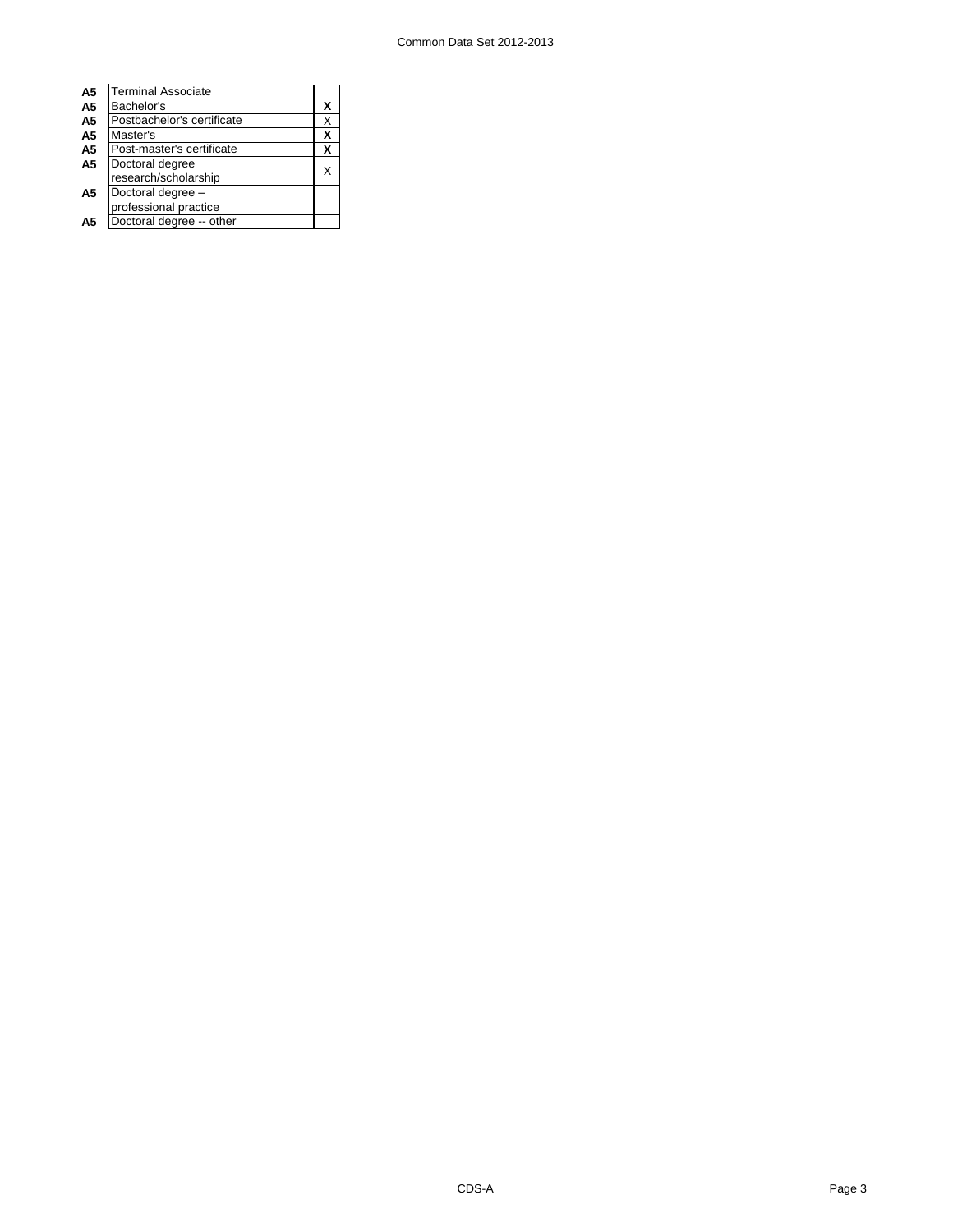| | | |
|---|---|---|
| **A5** | Terminal Associate | |
| **A5** | Bachelor's | **X** |
| **A5** | Postbachelor's certificate | X |
| **A5** | Master's | **X** |
| **A5** | Post-master's certificate | **X** |
| **A5** | Doctoral degree research/scholarship | X |
| **A5** | Doctoral degree – professional practice | |
| **A5** | Doctoral degree -- other | |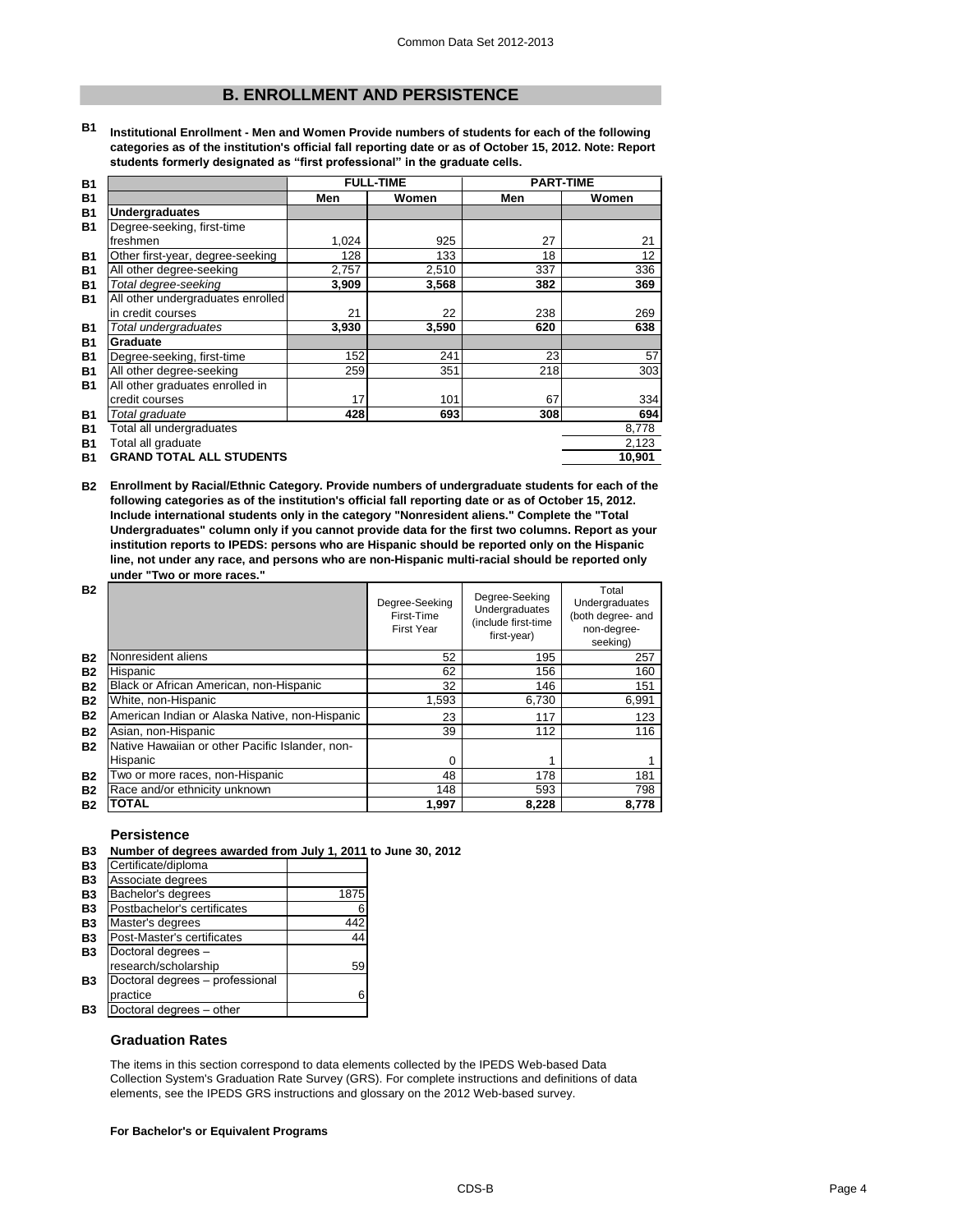## B. ENROLLMENT AND PERSISTENCE

**B1 Institutional Enrollment - Men and Women Provide numbers of students for each of the following categories as of the institution's official fall reporting date or as of October 15, 2012. Note: Report students formerly designated as "first professional" in the graduate cells.**

| | FULL-TIME | | PART-TIME | |
|---|---|---|---|---|
| | Men | Women | Men | Women |
| **Undergraduates** | | | | |
| Degree-seeking, first-time freshmen | 1,024 | 925 | 27 | 21 |
| Other first-year, degree-seeking | 128 | 133 | 18 | 12 |
| All other degree-seeking | 2,757 | 2,510 | 337 | 336 |
| *Total degree-seeking* | **3,909** | **3,568** | **382** | **369** |
| All other undergraduates enrolled in credit courses | 21 | 22 | 238 | 269 |
| *Total undergraduates* | **3,930** | **3,590** | **620** | **638** |
| **Graduate** | | | | |
| Degree-seeking, first-time | 152 | 241 | 23 | 57 |
| All other degree-seeking | 259 | 351 | 218 | 303 |
| All other graduates enrolled in credit courses | 17 | 101 | 67 | 334 |
| *Total graduate* | **428** | **693** | **308** | **694** |
| Total all undergraduates | | | | 8,778 |
| Total all graduate | | | | 2,123 |
| **GRAND TOTAL ALL STUDENTS** | | | | **10,901** |

**B2 Enrollment by Racial/Ethnic Category. Provide numbers of undergraduate students for each of the following categories as of the institution's official fall reporting date or as of October 15, 2012. Include international students only in the category "Nonresident aliens." Complete the "Total Undergraduates" column only if you cannot provide data for the first two columns. Report as your institution reports to IPEDS: persons who are Hispanic should be reported only on the Hispanic line, not under any race, and persons who are non-Hispanic multi-racial should be reported only under "Two or more races."**

| | Degree-Seeking First-Time First Year | Degree-Seeking Undergraduates (include first-time first-year) | Total Undergraduates (both degree- and non-degree-seeking) |
|---|---|---|---|
| Nonresident aliens | 52 | 195 | 257 |
| Hispanic | 62 | 156 | 160 |
| Black or African American, non-Hispanic | 32 | 146 | 151 |
| White, non-Hispanic | 1,593 | 6,730 | 6,991 |
| American Indian or Alaska Native, non-Hispanic | 23 | 117 | 123 |
| Asian, non-Hispanic | 39 | 112 | 116 |
| Native Hawaiian or other Pacific Islander, non-Hispanic | 0 | 1 | 1 |
| Two or more races, non-Hispanic | 48 | 178 | 181 |
| Race and/or ethnicity unknown | 148 | 593 | 798 |
| **TOTAL** | **1,997** | **8,228** | **8,778** |

### Persistence

**B3 Number of degrees awarded from July 1, 2011 to June 30, 2012**

| | |
|---|---|
| Certificate/diploma | |
| Associate degrees | |
| Bachelor's degrees | 1875 |
| Postbachelor's certificates | 6 |
| Master's degrees | 442 |
| Post-Master's certificates | 44 |
| Doctoral degrees – research/scholarship | 59 |
| Doctoral degrees – professional practice | 6 |
| Doctoral degrees – other | |

### Graduation Rates

The items in this section correspond to data elements collected by the IPEDS Web-based Data Collection System's Graduation Rate Survey (GRS). For complete instructions and definitions of data elements, see the IPEDS GRS instructions and glossary on the 2012 Web-based survey.

**For Bachelor's or Equivalent Programs**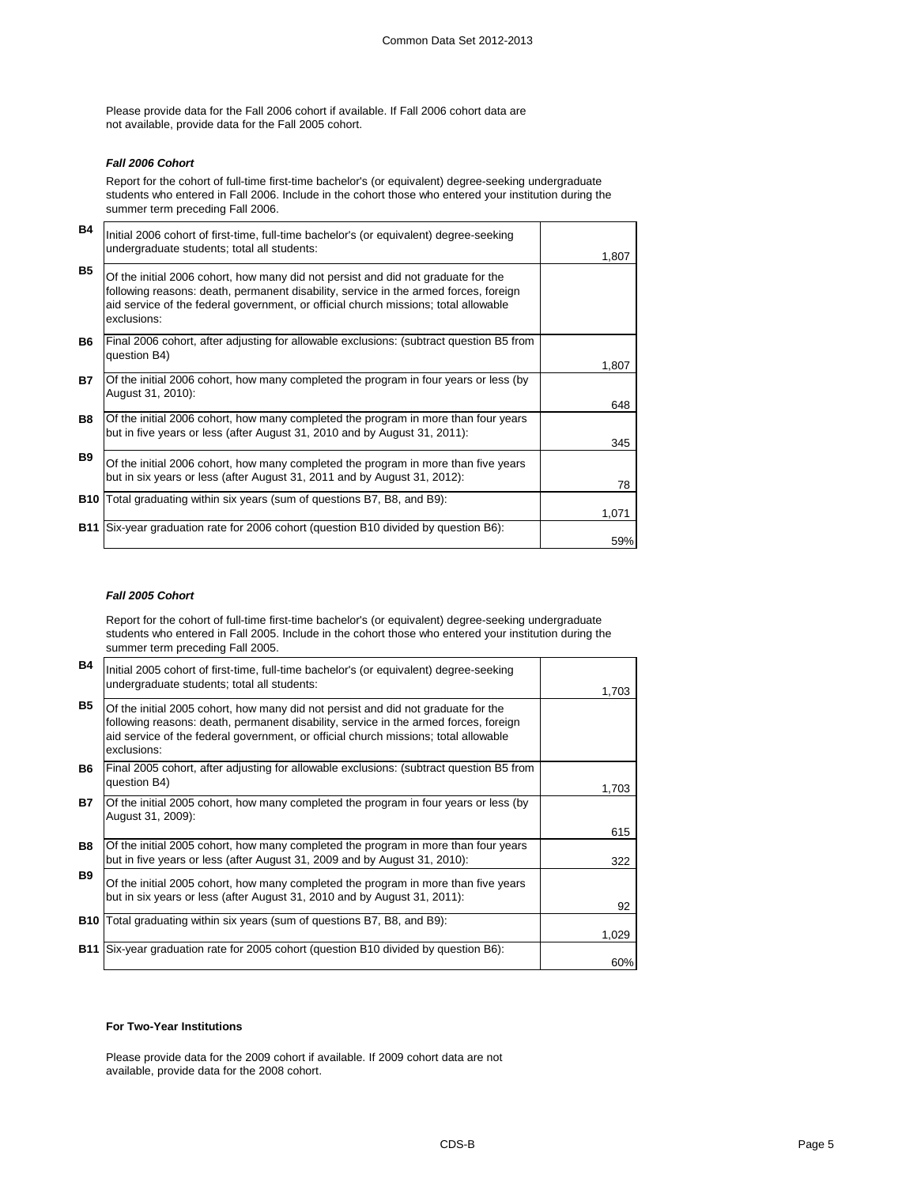Please provide data for the Fall 2006 cohort if available. If Fall 2006 cohort data are not available, provide data for the Fall 2005 cohort.

### *Fall 2006 Cohort*

Report for the cohort of full-time first-time bachelor's (or equivalent) degree-seeking undergraduate students who entered in Fall 2006. Include in the cohort those who entered your institution during the summer term preceding Fall 2006.

| | | |
|---|---|---|
| B4 | Initial 2006 cohort of first-time, full-time bachelor's (or equivalent) degree-seeking undergraduate students; total all students: | 1,807 |
| B5 | Of the initial 2006 cohort, how many did not persist and did not graduate for the following reasons: death, permanent disability, service in the armed forces, foreign aid service of the federal government, or official church missions; total allowable exclusions: | |
| B6 | Final 2006 cohort, after adjusting for allowable exclusions: (subtract question B5 from question B4) | 1,807 |
| B7 | Of the initial 2006 cohort, how many completed the program in four years or less (by August 31, 2010): | 648 |
| B8 | Of the initial 2006 cohort, how many completed the program in more than four years but in five years or less (after August 31, 2010 and by August 31, 2011): | 345 |
| B9 | Of the initial 2006 cohort, how many completed the program in more than five years but in six years or less (after August 31, 2011 and by August 31, 2012): | 78 |
| B10 | Total graduating within six years (sum of questions B7, B8, and B9): | 1,071 |
| B11 | Six-year graduation rate for 2006 cohort (question B10 divided by question B6): | 59% |

### *Fall 2005 Cohort*

Report for the cohort of full-time first-time bachelor's (or equivalent) degree-seeking undergraduate students who entered in Fall 2005. Include in the cohort those who entered your institution during the summer term preceding Fall 2005.

| | | |
|---|---|---|
| B4 | Initial 2005 cohort of first-time, full-time bachelor's (or equivalent) degree-seeking undergraduate students; total all students: | 1,703 |
| B5 | Of the initial 2005 cohort, how many did not persist and did not graduate for the following reasons: death, permanent disability, service in the armed forces, foreign aid service of the federal government, or official church missions; total allowable exclusions: | |
| B6 | Final 2005 cohort, after adjusting for allowable exclusions: (subtract question B5 from question B4) | 1,703 |
| B7 | Of the initial 2005 cohort, how many completed the program in four years or less (by August 31, 2009): | 615 |
| B8 | Of the initial 2005 cohort, how many completed the program in more than four years but in five years or less (after August 31, 2009 and by August 31, 2010): | 322 |
| B9 | Of the initial 2005 cohort, how many completed the program in more than five years but in six years or less (after August 31, 2010 and by August 31, 2011): | 92 |
| B10 | Total graduating within six years (sum of questions B7, B8, and B9): | 1,029 |
| B11 | Six-year graduation rate for 2005 cohort (question B10 divided by question B6): | 60% |

### **For Two-Year Institutions**

Please provide data for the 2009 cohort if available. If 2009 cohort data are not available, provide data for the 2008 cohort.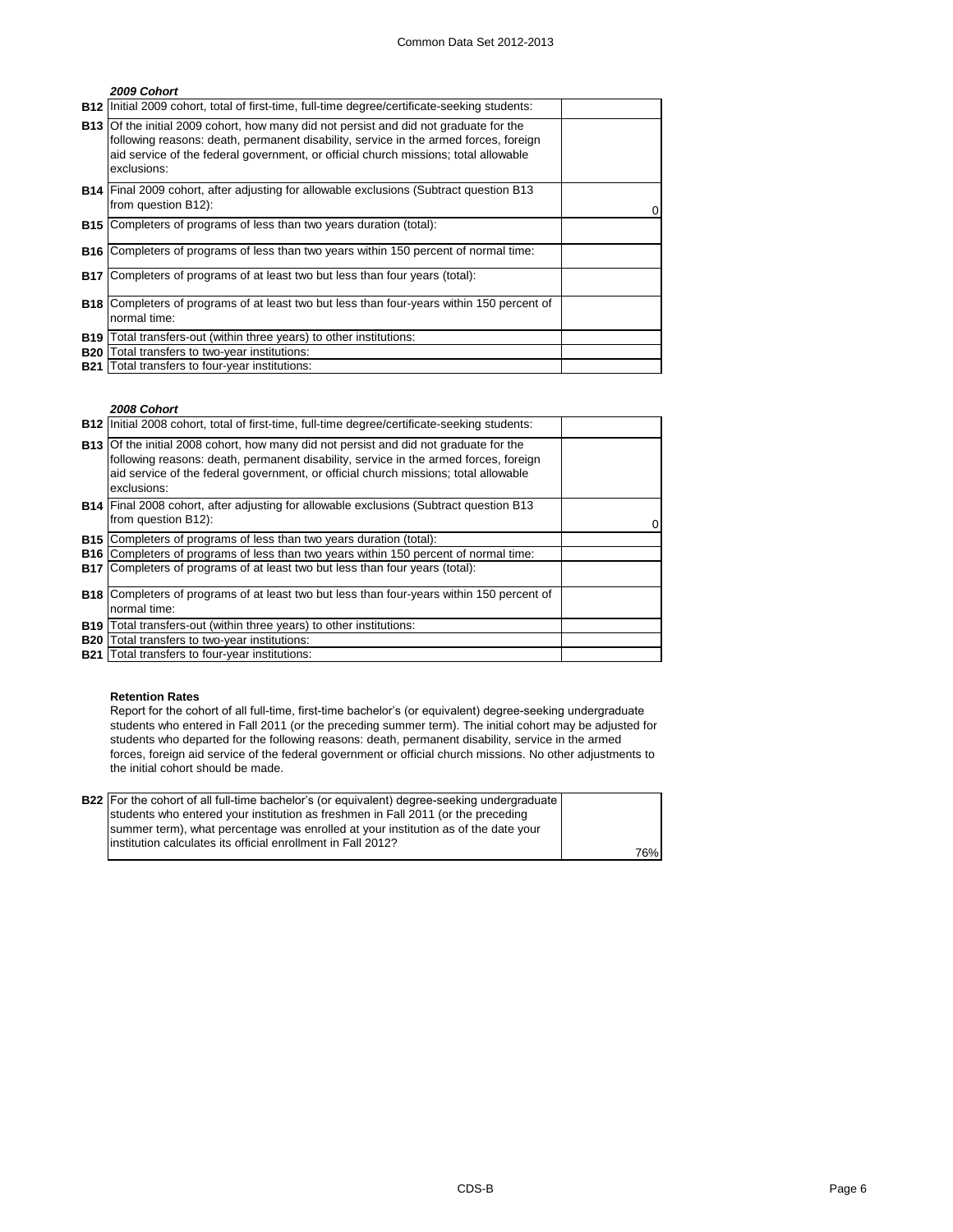### *2009 Cohort*

| | | |
|---|---|---|
| **B12** | Initial 2009 cohort, total of first-time, full-time degree/certificate-seeking students: | |
| **B13** | Of the initial 2009 cohort, how many did not persist and did not graduate for the following reasons: death, permanent disability, service in the armed forces, foreign aid service of the federal government, or official church missions; total allowable exclusions: | |
| **B14** | Final 2009 cohort, after adjusting for allowable exclusions (Subtract question B13 from question B12): | 0 |
| **B15** | Completers of programs of less than two years duration (total): | |
| **B16** | Completers of programs of less than two years within 150 percent of normal time: | |
| **B17** | Completers of programs of at least two but less than four years (total): | |
| **B18** | Completers of programs of at least two but less than four-years within 150 percent of normal time: | |
| **B19** | Total transfers-out (within three years) to other institutions: | |
| **B20** | Total transfers to two-year institutions: | |
| **B21** | Total transfers to four-year institutions: | |

### *2008 Cohort*

| | | |
|---|---|---|
| **B12** | Initial 2008 cohort, total of first-time, full-time degree/certificate-seeking students: | |
| **B13** | Of the initial 2008 cohort, how many did not persist and did not graduate for the following reasons: death, permanent disability, service in the armed forces, foreign aid service of the federal government, or official church missions; total allowable exclusions: | |
| **B14** | Final 2008 cohort, after adjusting for allowable exclusions (Subtract question B13 from question B12): | 0 |
| **B15** | Completers of programs of less than two years duration (total): | |
| **B16** | Completers of programs of less than two years within 150 percent of normal time: | |
| **B17** | Completers of programs of at least two but less than four years (total): | |
| **B18** | Completers of programs of at least two but less than four-years within 150 percent of normal time: | |
| **B19** | Total transfers-out (within three years) to other institutions: | |
| **B20** | Total transfers to two-year institutions: | |
| **B21** | Total transfers to four-year institutions: | |

**Retention Rates**

Report for the cohort of all full-time, first-time bachelor's (or equivalent) degree-seeking undergraduate students who entered in Fall 2011 (or the preceding summer term). The initial cohort may be adjusted for students who departed for the following reasons: death, permanent disability, service in the armed forces, foreign aid service of the federal government or official church missions. No other adjustments to the initial cohort should be made.

| | | |
|---|---|---|
| **B22** | For the cohort of all full-time bachelor's (or equivalent) degree-seeking undergraduate students who entered your institution as freshmen in Fall 2011 (or the preceding summer term), what percentage was enrolled at your institution as of the date your institution calculates its official enrollment in Fall 2012? | 76% |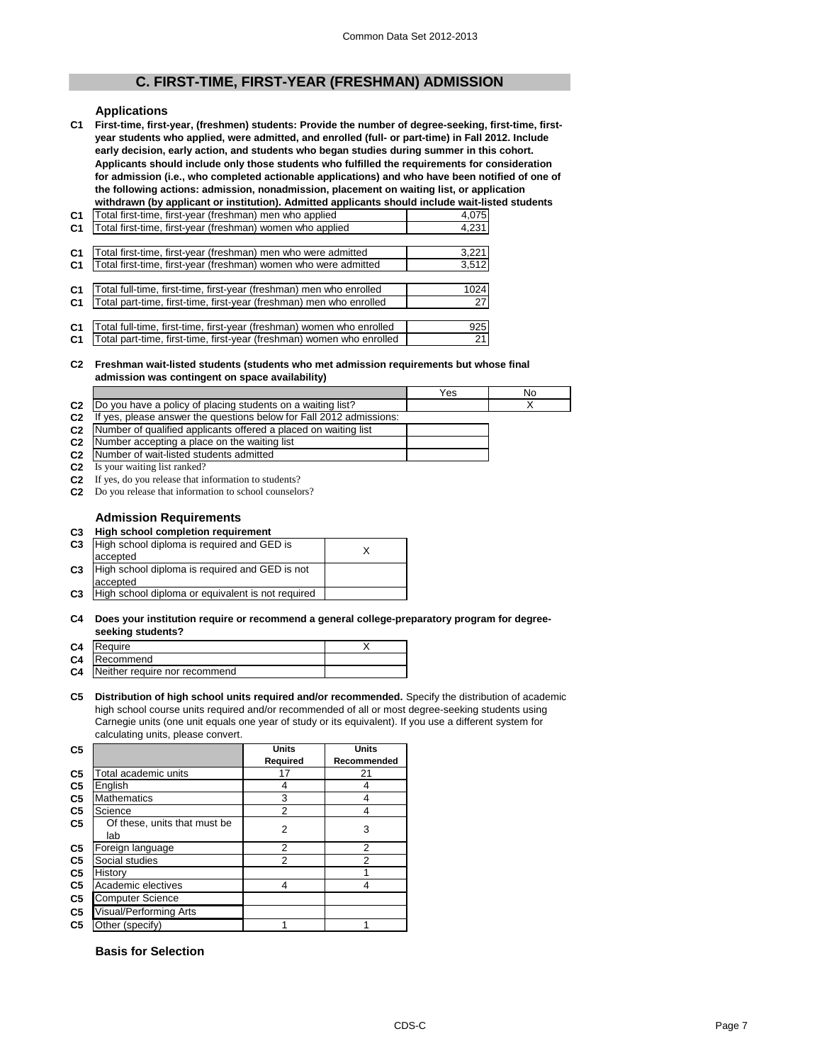## C. FIRST-TIME, FIRST-YEAR (FRESHMAN) ADMISSION

### Applications

**C1 First-time, first-year, (freshmen) students: Provide the number of degree-seeking, first-time, first-year students who applied, were admitted, and enrolled (full- or part-time) in Fall 2012. Include early decision, early action, and students who began studies during summer in this cohort. Applicants should include only those students who fulfilled the requirements for consideration for admission (i.e., who completed actionable applications) and who have been notified of one of the following actions: admission, nonadmission, placement on waiting list, or application withdrawn (by applicant or institution). Admitted applicants should include wait-listed students**

| | | |
|---|---|---|
| C1 | Total first-time, first-year (freshman) men who applied | 4,075 |
| C1 | Total first-time, first-year (freshman) women who applied | 4,231 |
| C1 | Total first-time, first-year (freshman) men who were admitted | 3,221 |
| C1 | Total first-time, first-year (freshman) women who were admitted | 3,512 |
| C1 | Total full-time, first-time, first-year (freshman) men who enrolled | 1024 |
| C1 | Total part-time, first-time, first-year (freshman) men who enrolled | 27 |
| C1 | Total full-time, first-time, first-year (freshman) women who enrolled | 925 |
| C1 | Total part-time, first-time, first-year (freshman) women who enrolled | 21 |

**C2 Freshman wait-listed students (students who met admission requirements but whose final admission was contingent on space availability)**

| | | Yes | No |
|---|---|---|---|
| C2 | Do you have a policy of placing students on a waiting list? | | X |
| C2 | If yes, please answer the questions below for Fall 2012 admissions: | | |
| C2 | Number of qualified applicants offered a placed on waiting list | | |
| C2 | Number accepting a place on the waiting list | | |
| C2 | Number of wait-listed students admitted | | |
| C2 | Is your waiting list ranked? | | |
| C2 | If yes, do you release that information to students? | | |
| C2 | Do you release that information to school counselors? | | |

### Admission Requirements

**C3 High school completion requirement**

| | | |
|---|---|---|
| C3 | High school diploma is required and GED is accepted | X |
| C3 | High school diploma is required and GED is not accepted | |
| C3 | High school diploma or equivalent is not required | |

**C4 Does your institution require or recommend a general college-preparatory program for degree-seeking students?**

| | | |
|---|---|---|
| C4 | Require | X |
| C4 | Recommend | |
| C4 | Neither require nor recommend | |

**C5 Distribution of high school units required and/or recommended.** Specify the distribution of academic high school course units required and/or recommended of all or most degree-seeking students using Carnegie units (one unit equals one year of study or its equivalent). If you use a different system for calculating units, please convert.

| | | Units Required | Units Recommended |
|---|---|---|---|
| C5 | Total academic units | 17 | 21 |
| C5 | English | 4 | 4 |
| C5 | Mathematics | 3 | 4 |
| C5 | Science | 2 | 4 |
| C5 | Of these, units that must be lab | 2 | 3 |
| C5 | Foreign language | 2 | 2 |
| C5 | Social studies | 2 | 2 |
| C5 | History | | 1 |
| C5 | Academic electives | 4 | 4 |
| C5 | Computer Science | | |
| C5 | Visual/Performing Arts | | |
| C5 | Other (specify) | 1 | 1 |

### Basis for Selection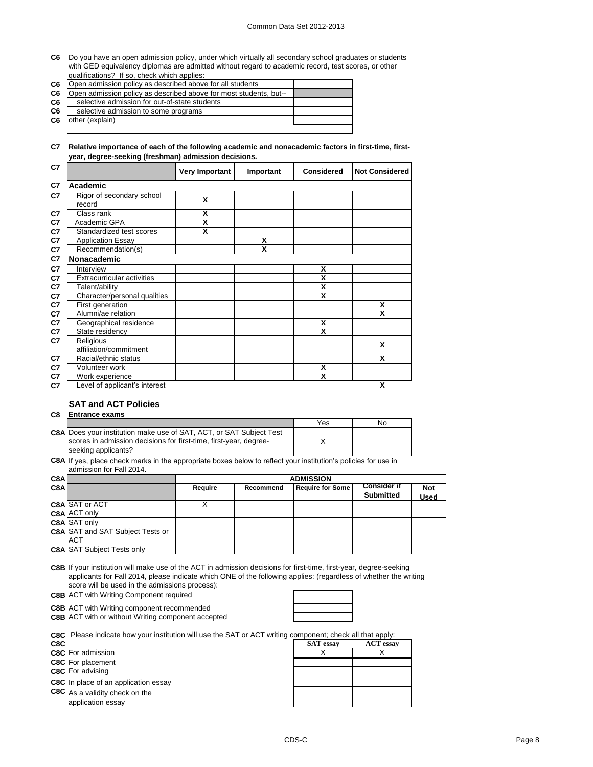**C6** Do you have an open admission policy, under which virtually all secondary school graduates or students with GED equivalency diplomas are admitted without regard to academic record, test scores, or other qualifications? If so, check which applies:

| | | |
|---|---|---|
| C6 | Open admission policy as described above for all students | |
| C6 | Open admission policy as described above for most students, but-- | |
| C6 | selective admission for out-of-state students | |
| C6 | selective admission to some programs | |
| C6 | other (explain) | |

**C7 Relative importance of each of the following academic and nonacademic factors in first-time, first-year, degree-seeking (freshman) admission decisions.**

| C7 | | Very Important | Important | Considered | Not Considered |
|---|---|---|---|---|---|
| C7 | **Academic** | | | | |
| C7 | Rigor of secondary school record | X | | | |
| C7 | Class rank | X | | | |
| C7 | Academic GPA | X | | | |
| C7 | Standardized test scores | X | | | |
| C7 | Application Essay | | X | | |
| C7 | Recommendation(s) | | X | | |
| C7 | **Nonacademic** | | | | |
| C7 | Interview | | | X | |
| C7 | Extracurricular activities | | | X | |
| C7 | Talent/ability | | | X | |
| C7 | Character/personal qualities | | | X | |
| C7 | First generation | | | | X |
| C7 | Alumni/ae relation | | | | X |
| C7 | Geographical residence | | | X | |
| C7 | State residency | | | X | |
| C7 | Religious affiliation/commitment | | | | X |
| C7 | Racial/ethnic status | | | | X |
| C7 | Volunteer work | | | X | |
| C7 | Work experience | | | X | |
| C7 | Level of applicant's interest | | | | X |

## SAT and ACT Policies

**C8 Entrance exams**

| | | Yes | No |
|---|---|---|---|
| C8A | Does your institution make use of SAT, ACT, or SAT Subject Test scores in admission decisions for first-time, first-year, degree-seeking applicants? | X | |

**C8A** If yes, place check marks in the appropriate boxes below to reflect your institution's policies for use in admission for Fall 2014.

| C8A | | ADMISSION | | | | |
|---|---|---|---|---|---|---|
| C8A | | Require | Recommend | Require for Some | Consider if Submitted | Not Used |
| C8A | SAT or ACT | X | | | | |
| C8A | ACT only | | | | | |
| C8A | SAT only | | | | | |
| C8A | SAT and SAT Subject Tests or ACT | | | | | |
| C8A | SAT Subject Tests only | | | | | |

**C8B** If your institution will make use of the ACT in admission decisions for first-time, first-year, degree-seeking applicants for Fall 2014, please indicate which ONE of the following applies: (regardless of whether the writing score will be used in the admissions process):

| | | |
|---|---|---|
| C8B | ACT with Writing Component required | |
| C8B | ACT with Writing component recommended | |
| C8B | ACT with or without Writing component accepted | |

**C8C** Please indicate how your institution will use the SAT or ACT writing component; check all that apply:

| C8C | | SAT essay | ACT essay |
|---|---|---|---|
| C8C | For admission | X | X |
| C8C | For placement | | |
| C8C | For advising | | |
| C8C | In place of an application essay | | |
| C8C | As a validity check on the application essay | | |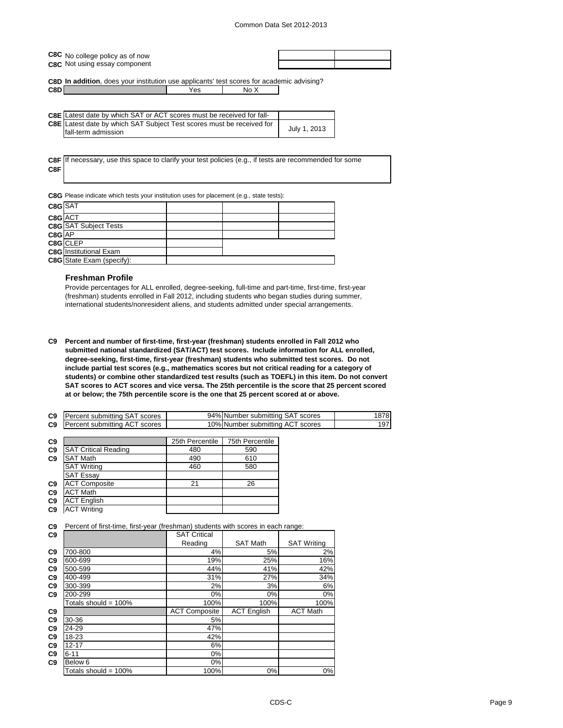| | | | |
|---|---|---|---|
| C8C | No college policy as of now | | |
| C8C | Not using essay component | | |

**C8D** **In addition**, does your institution use applicants' test scores for academic advising?

| | | Yes | No X |
|---|---|---|---|
| C8D | | | |

| | | |
|---|---|---|
| C8E | Latest date by which SAT or ACT scores must be received for fall- | |
| C8E | Latest date by which SAT Subject Test scores must be received for fall-term admission | July 1, 2013 |

| | |
|---|---|
| C8F | If necessary, use this space to clarify your test policies (e.g., if tests are recommended for some |
| C8F | |

**C8G** Please indicate which tests your institution uses for placement (e.g., state tests):

| | | | | |
|---|---|---|---|---|
| C8G | SAT | | | |
| C8G | ACT | | | |
| C8G | SAT Subject Tests | | | |
| C8G | AP | | | |
| C8G | CLEP | | | |
| C8G | Institutional Exam | | | |
| C8G | State Exam (specify): | | | |

### Freshman Profile

Provide percentages for ALL enrolled, degree-seeking, full-time and part-time, first-time, first-year (freshman) students enrolled in Fall 2012, including students who began studies during summer, international students/nonresident aliens, and students admitted under special arrangements.

**C9 Percent and number of first-time, first-year (freshman) students enrolled in Fall 2012 who submitted national standardized (SAT/ACT) test scores. Include information for ALL enrolled, degree-seeking, first-time, first-year (freshman) students who submitted test scores. Do not include partial test scores (e.g., mathematics scores but not critical reading for a category of students) or combine other standardized test results (such as TOEFL) in this item. Do not convert SAT scores to ACT scores and vice versa. The 25th percentile is the score that 25 percent scored at or below; the 75th percentile score is the one that 25 percent scored at or above.**

| | | | | |
|---|---|---|---|---|
| C9 | Percent submitting SAT scores | 94% | Number submitting SAT scores | 1878 |
| C9 | Percent submitting ACT scores | 10% | Number submitting ACT scores | 197 |

| | | 25th Percentile | 75th Percentile |
|---|---|---|---|
| C9 | SAT Critical Reading | 480 | 590 |
| C9 | SAT Math | 490 | 610 |
| | SAT Writing | 460 | 580 |
| | SAT Essay | | |
| C9 | ACT Composite | 21 | 26 |
| C9 | ACT Math | | |
| C9 | ACT English | | |
| C9 | ACT Writing | | |

**C9** Percent of first-time, first-year (freshman) students with scores in each range:

| | | SAT Critical Reading | SAT Math | SAT Writing |
|---|---|---|---|---|
| C9 | 700-800 | 4% | 5% | 2% |
| C9 | 600-699 | 19% | 25% | 16% |
| C9 | 500-599 | 44% | 41% | 42% |
| C9 | 400-499 | 31% | 27% | 34% |
| C9 | 300-399 | 2% | 3% | 6% |
| C9 | 200-299 | 0% | 0% | 0% |
| | Totals should = 100% | 100% | 100% | 100% |
| C9 | | ACT Composite | ACT English | ACT Math |
| C9 | 30-36 | 5% | | |
| C9 | 24-29 | 47% | | |
| C9 | 18-23 | 42% | | |
| C9 | 12-17 | 6% | | |
| C9 | 6-11 | 0% | | |
| C9 | Below 6 | 0% | | |
| | Totals should = 100% | 100% | 0% | 0% |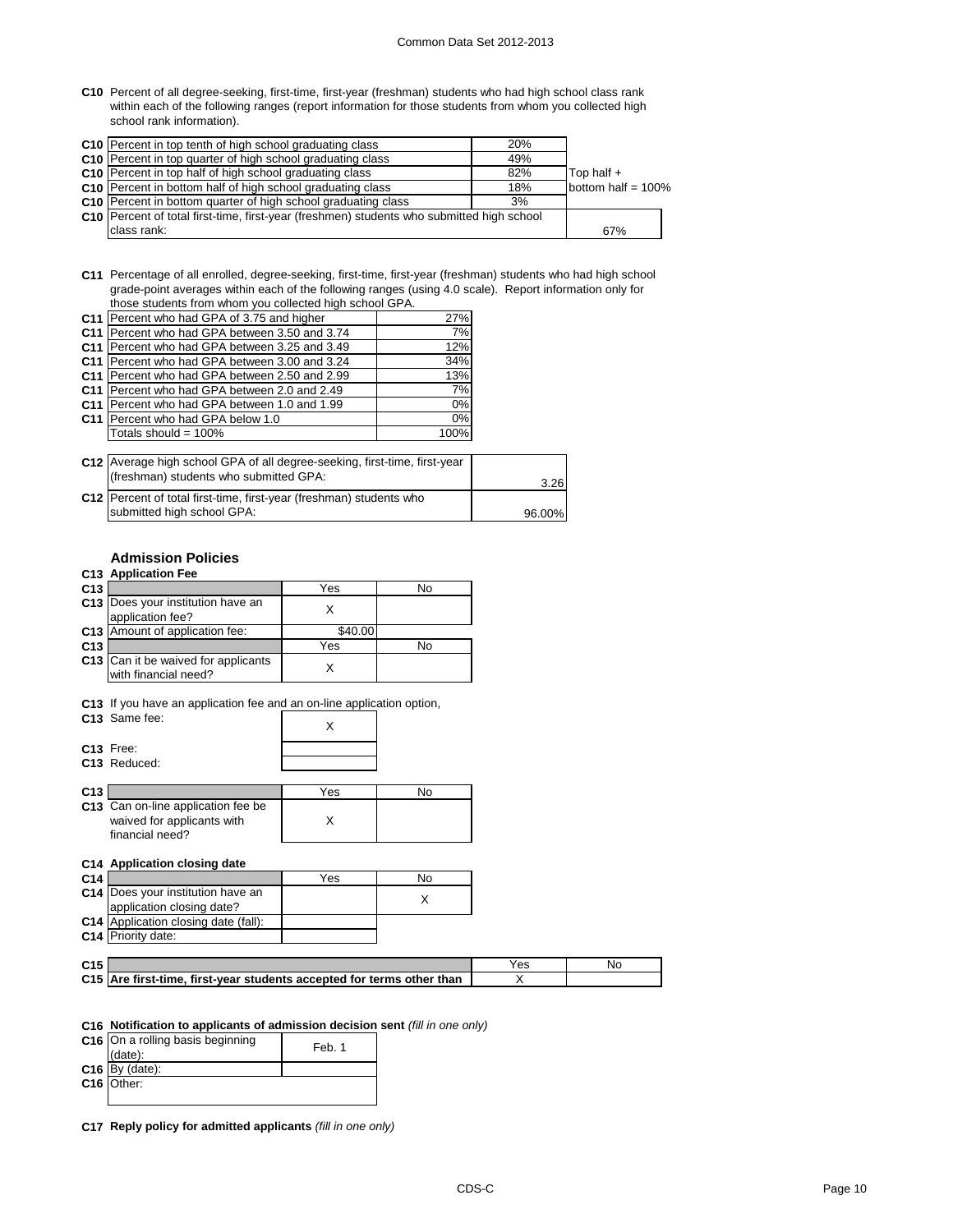**C10** Percent of all degree-seeking, first-time, first-year (freshman) students who had high school class rank within each of the following ranges (report information for those students from whom you collected high school rank information).

| | | | |
|---|---|---|---|
| C10 | Percent in top tenth of high school graduating class | 20% | |
| C10 | Percent in top quarter of high school graduating class | 49% | |
| C10 | Percent in top half of high school graduating class | 82% | Top half + |
| C10 | Percent in bottom half of high school graduating class | 18% | bottom half = 100% |
| C10 | Percent in bottom quarter of high school graduating class | 3% | |
| C10 | Percent of total first-time, first-year (freshmen) students who submitted high school class rank: | | 67% |

**C11** Percentage of all enrolled, degree-seeking, first-time, first-year (freshman) students who had high school grade-point averages within each of the following ranges (using 4.0 scale). Report information only for those students from whom you collected high school GPA.

| | | |
|---|---|---|
| C11 | Percent who had GPA of 3.75 and higher | 27% |
| C11 | Percent who had GPA between 3.50 and 3.74 | 7% |
| C11 | Percent who had GPA between 3.25 and 3.49 | 12% |
| C11 | Percent who had GPA between 3.00 and 3.24 | 34% |
| C11 | Percent who had GPA between 2.50 and 2.99 | 13% |
| C11 | Percent who had GPA between 2.0 and 2.49 | 7% |
| C11 | Percent who had GPA between 1.0 and 1.99 | 0% |
| C11 | Percent who had GPA below 1.0 | 0% |
| | Totals should = 100% | 100% |

| | | |
|---|---|---|
| C12 | Average high school GPA of all degree-seeking, first-time, first-year (freshman) students who submitted GPA: | 3.26 |
| C12 | Percent of total first-time, first-year (freshman) students who submitted high school GPA: | 96.00% |

## Admission Policies

**C13 Application Fee**

| | | Yes | No |
|---|---|---|---|
| C13 | Does your institution have an application fee? | X | |
| C13 | Amount of application fee: | $40.00 | |

| | | Yes | No |
|---|---|---|---|
| C13 | Can it be waived for applicants with financial need? | X | |

**C13** If you have an application fee and an on-line application option,

| | | |
|---|---|---|
| C13 | Same fee: | X |
| C13 | Free: | |
| C13 | Reduced: | |

| | | Yes | No |
|---|---|---|---|
| C13 | Can on-line application fee be waived for applicants with financial need? | X | |

**C14 Application closing date**

| | | Yes | No |
|---|---|---|---|
| C14 | Does your institution have an application closing date? | | X |
| C14 | Application closing date (fall): | | |
| C14 | Priority date: | | |

| | | Yes | No |
|---|---|---|---|
| C15 | **Are first-time, first-year students accepted for terms other than** | X | |

**C16 Notification to applicants of admission decision sent** *(fill in one only)*

| | | |
|---|---|---|
| C16 | On a rolling basis beginning (date): | Feb. 1 |
| C16 | By (date): | |
| C16 | Other: | |

**C17 Reply policy for admitted applicants** *(fill in one only)*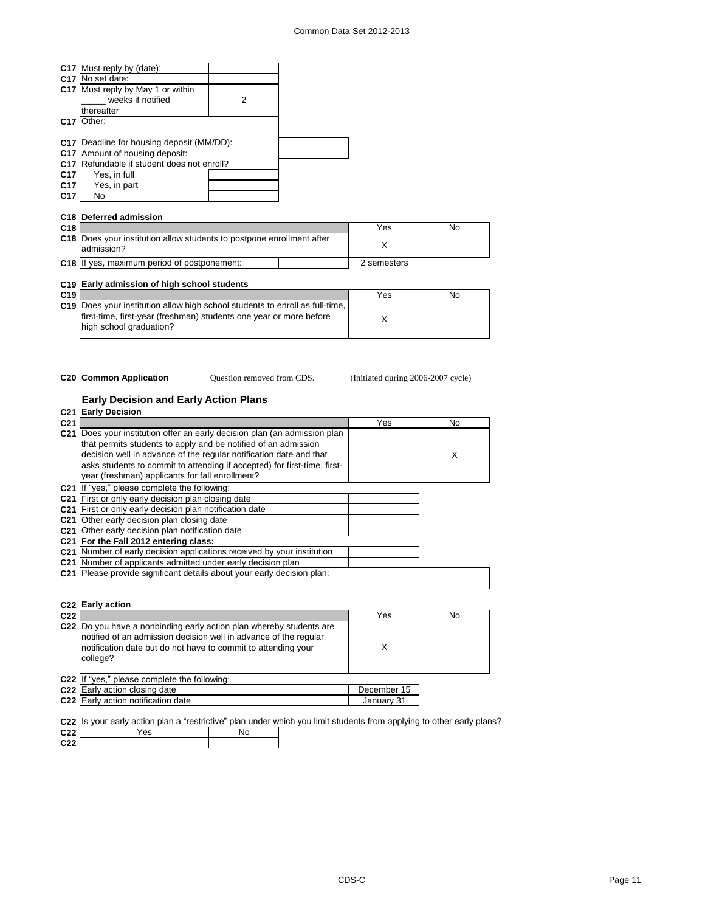| | | |
|---|---|---|
| C17 | Must reply by (date): | |
| C17 | No set date: | |
| C17 | Must reply by May 1 or within _____ weeks if notified thereafter | 2 |
| C17 | Other: | |

| | | |
|---|---|---|
| C17 | Deadline for housing deposit (MM/DD): | |
| C17 | Amount of housing deposit: | |
| C17 | Refundable if student does not enroll? | |
| C17 | Yes, in full | |
| C17 | Yes, in part | |
| C17 | No | |

**C18 Deferred admission**

| | | Yes | No |
|---|---|---|---|
| C18 | Does your institution allow students to postpone enrollment after admission? | X | |
| C18 | If yes, maximum period of postponement: | 2 semesters | |

**C19 Early admission of high school students**

| | | Yes | No |
|---|---|---|---|
| C19 | Does your institution allow high school students to enroll as full-time, first-time, first-year (freshman) students one year or more before high school graduation? | X | |

**C20 Common Application** Question removed from CDS. (Initiated during 2006-2007 cycle)

## Early Decision and Early Action Plans

**C21 Early Decision**

| | | Yes | No |
|---|---|---|---|
| C21 | Does your institution offer an early decision plan (an admission plan that permits students to apply and be notified of an admission decision well in advance of the regular notification date and that asks students to commit to attending if accepted) for first-time, first-year (freshman) applicants for fall enrollment? | | X |

| | | |
|---|---|---|
| C21 | If "yes," please complete the following: | |
| C21 | First or only early decision plan closing date | |
| C21 | First or only early decision plan notification date | |
| C21 | Other early decision plan closing date | |
| C21 | Other early decision plan notification date | |
| C21 | **For the Fall 2012 entering class:** | |
| C21 | Number of early decision applications received by your institution | |
| C21 | Number of applicants admitted under early decision plan | |
| C21 | Please provide significant details about your early decision plan: | |

**C22 Early action**

| | | Yes | No |
|---|---|---|---|
| C22 | Do you have a nonbinding early action plan whereby students are notified of an admission decision well in advance of the regular notification date but do not have to commit to attending your college? | X | |

| | | |
|---|---|---|
| C22 | If "yes," please complete the following: | |
| C22 | Early action closing date | December 15 |
| C22 | Early action notification date | January 31 |

C22 Is your early action plan a "restrictive" plan under which you limit students from applying to other early plans?

| | Yes | No |
|---|---|---|
| C22 | | |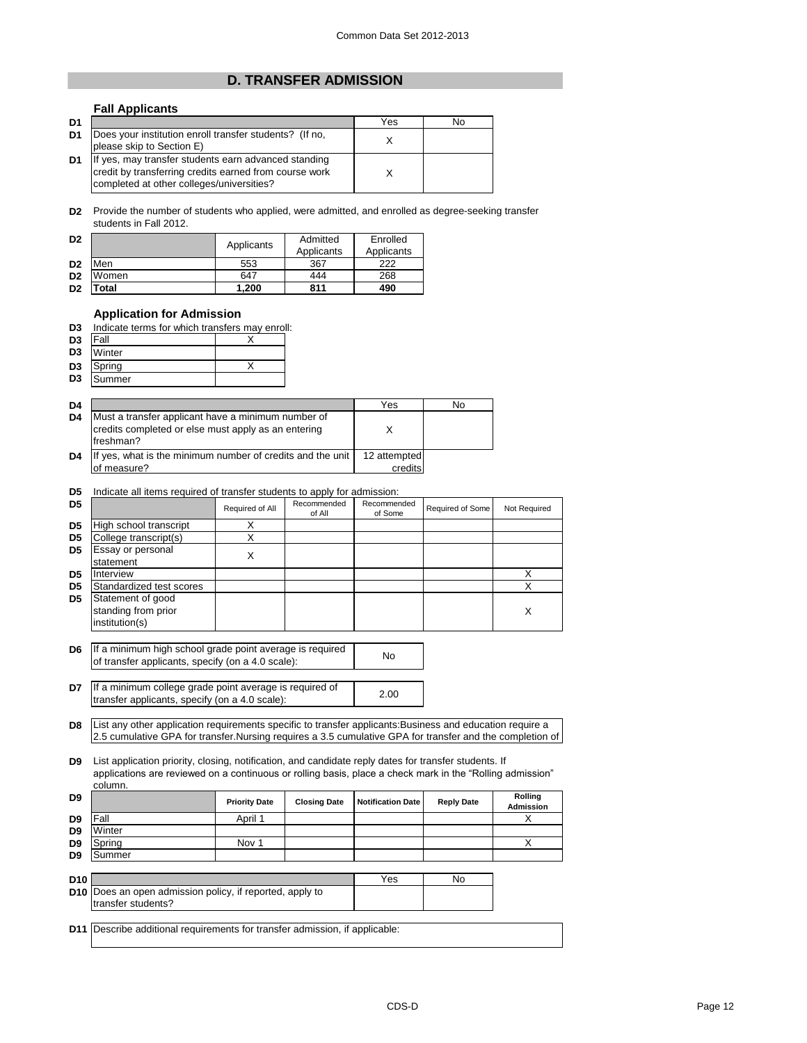## D. TRANSFER ADMISSION

### Fall Applicants

| D1 | | Yes | No |
|---|---|---|---|
| D1 | Does your institution enroll transfer students? (If no, please skip to Section E) | X | |
| D1 | If yes, may transfer students earn advanced standing credit by transferring credits earned from course work completed at other colleges/universities? | X | |

**D2** Provide the number of students who applied, were admitted, and enrolled as degree-seeking transfer students in Fall 2012.

| D2 | | Applicants | Admitted Applicants | Enrolled Applicants |
|---|---|---|---|---|
| D2 | Men | 553 | 367 | 222 |
| D2 | Women | 647 | 444 | 268 |
| D2 | **Total** | **1,200** | **811** | **490** |

### Application for Admission

**D3** Indicate terms for which transfers may enroll:

| D3 | Term | |
|---|---|---|
| D3 | Fall | X |
| D3 | Winter | |
| D3 | Spring | X |
| D3 | Summer | |

| D4 | | Yes | No |
|---|---|---|---|
| D4 | Must a transfer applicant have a minimum number of credits completed or else must apply as an entering freshman? | X | |
| D4 | If yes, what is the minimum number of credits and the unit of measure? | 12 attempted credits | |

**D5** Indicate all items required of transfer students to apply for admission:

| D5 | | Required of All | Recommended of All | Recommended of Some | Required of Some | Not Required |
|---|---|---|---|---|---|---|
| D5 | High school transcript | X | | | | |
| D5 | College transcript(s) | X | | | | |
| D5 | Essay or personal statement | X | | | | |
| D5 | Interview | | | | | X |
| D5 | Standardized test scores | | | | | X |
| D5 | Statement of good standing from prior institution(s) | | | | | X |

| D6 | If a minimum high school grade point average is required of transfer applicants, specify (on a 4.0 scale): | No |
|---|---|---|

| D7 | If a minimum college grade point average is required of transfer applicants, specify (on a 4.0 scale): | 2.00 |
|---|---|---|

**D8** List any other application requirements specific to transfer applicants:Business and education require a 2.5 cumulative GPA for transfer.Nursing requires a 3.5 cumulative GPA for transfer and the completion of

**D9** List application priority, closing, notification, and candidate reply dates for transfer students. If applications are reviewed on a continuous or rolling basis, place a check mark in the "Rolling admission" column.

| D9 | | Priority Date | Closing Date | Notification Date | Reply Date | Rolling Admission |
|---|---|---|---|---|---|---|
| D9 | Fall | April 1 | | | | X |
| D9 | Winter | | | | | |
| D9 | Spring | Nov 1 | | | | X |
| D9 | Summer | | | | | |

| D10 | | Yes | No |
|---|---|---|---|
| D10 | Does an open admission policy, if reported, apply to transfer students? | | |

**D11** Describe additional requirements for transfer admission, if applicable: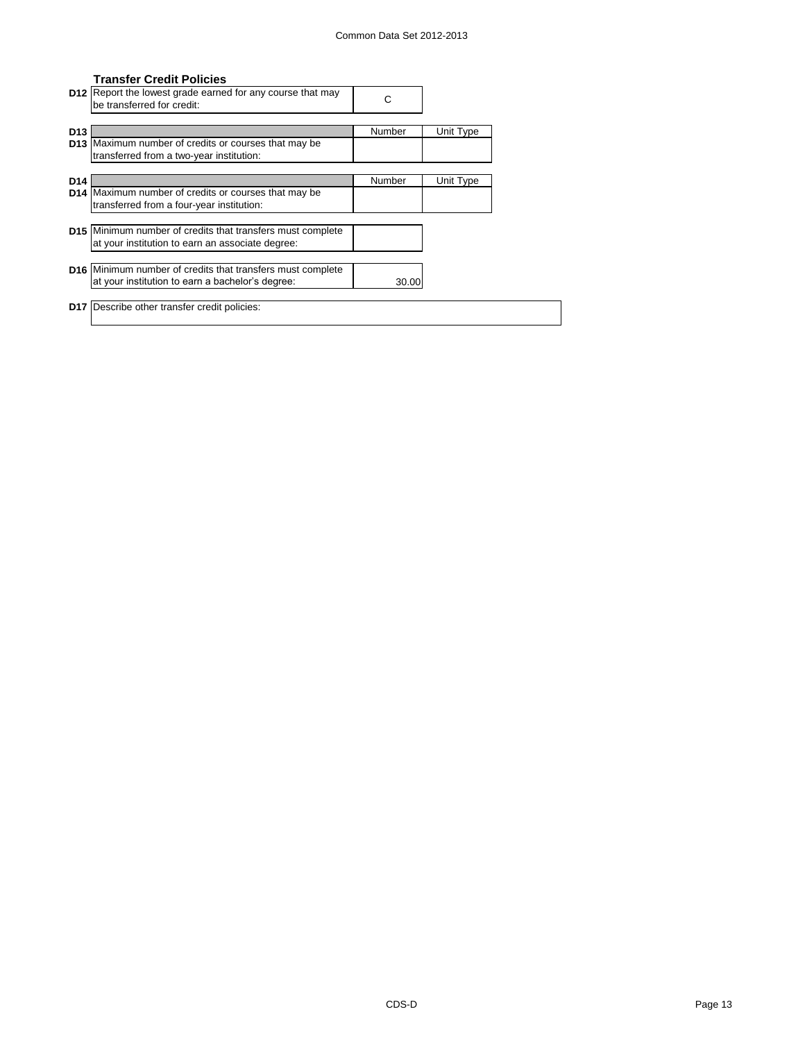### Transfer Credit Policies

| | | | |
|---|---|---|---|
| D12 | Report the lowest grade earned for any course that may be transferred for credit: | C | |
| D13 | | Number | Unit Type |
| D13 | Maximum number of credits or courses that may be transferred from a two-year institution: | | |
| D14 | | Number | Unit Type |
| D14 | Maximum number of credits or courses that may be transferred from a four-year institution: | | |
| D15 | Minimum number of credits that transfers must complete at your institution to earn an associate degree: | | |
| D16 | Minimum number of credits that transfers must complete at your institution to earn a bachelor's degree: | 30.00 | |
| D17 | Describe other transfer credit policies: | | |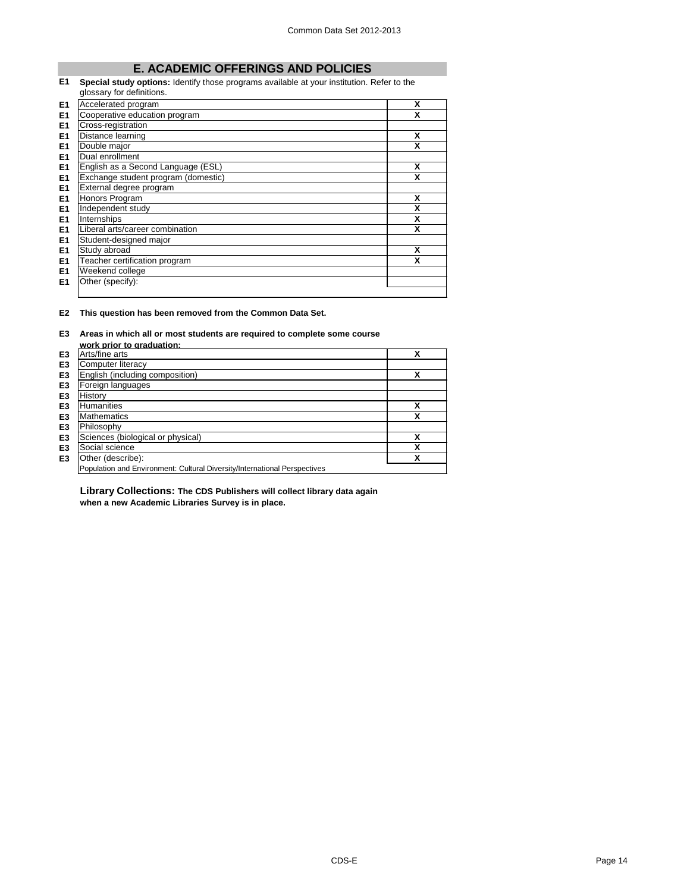## E. ACADEMIC OFFERINGS AND POLICIES

**E1 Special study options:** Identify those programs available at your institution. Refer to the glossary for definitions.

| | | |
|---|---|---|
| E1 | Accelerated program | X |
| E1 | Cooperative education program | X |
| E1 | Cross-registration | |
| E1 | Distance learning | X |
| E1 | Double major | X |
| E1 | Dual enrollment | |
| E1 | English as a Second Language (ESL) | X |
| E1 | Exchange student program (domestic) | X |
| E1 | External degree program | |
| E1 | Honors Program | X |
| E1 | Independent study | X |
| E1 | Internships | X |
| E1 | Liberal arts/career combination | X |
| E1 | Student-designed major | |
| E1 | Study abroad | X |
| E1 | Teacher certification program | X |
| E1 | Weekend college | |
| E1 | Other (specify): | |

**E2 This question has been removed from the Common Data Set.**

**E3 Areas in which all or most students are required to complete some course work prior to graduation:**

| | | |
|---|---|---|
| E3 | Arts/fine arts | X |
| E3 | Computer literacy | |
| E3 | English (including composition) | X |
| E3 | Foreign languages | |
| E3 | History | |
| E3 | Humanities | X |
| E3 | Mathematics | X |
| E3 | Philosophy | |
| E3 | Sciences (biological or physical) | X |
| E3 | Social science | X |
| E3 | Other (describe): | X |
| | Population and Environment: Cultural Diversity/International Perspectives | |

**Library Collections: The CDS Publishers will collect library data again when a new Academic Libraries Survey is in place.**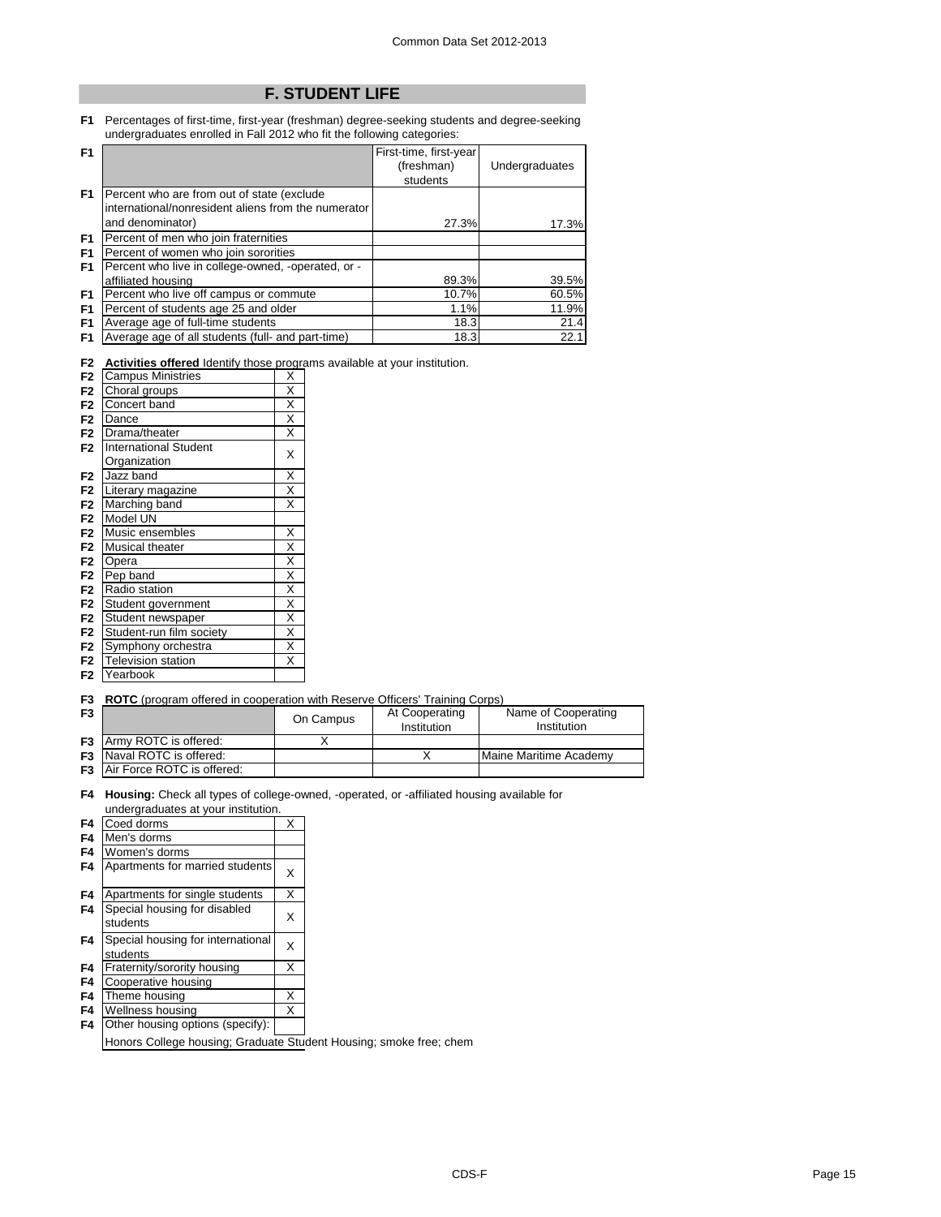## F. STUDENT LIFE

**F1** Percentages of first-time, first-year (freshman) degree-seeking students and degree-seeking undergraduates enrolled in Fall 2012 who fit the following categories:

| | | First-time, first-year (freshman) students | Undergraduates |
|---|---|---|---|
| F1 | Percent who are from out of state (exclude international/nonresident aliens from the numerator and denominator) | 27.3% | 17.3% |
| F1 | Percent of men who join fraternities | | |
| F1 | Percent of women who join sororities | | |
| F1 | Percent who live in college-owned, -operated, or -affiliated housing | 89.3% | 39.5% |
| F1 | Percent who live off campus or commute | 10.7% | 60.5% |
| F1 | Percent of students age 25 and older | 1.1% | 11.9% |
| F1 | Average age of full-time students | 18.3 | 21.4 |
| F1 | Average age of all students (full- and part-time) | 18.3 | 22.1 |

**F2** **Activities offered** Identify those programs available at your institution.

| | Activity | |
|---|---|---|
| F2 | Campus Ministries | X |
| F2 | Choral groups | X |
| F2 | Concert band | X |
| F2 | Dance | X |
| F2 | Drama/theater | X |
| F2 | International Student Organization | X |
| F2 | Jazz band | X |
| F2 | Literary magazine | X |
| F2 | Marching band | X |
| F2 | Model UN | |
| F2 | Music ensembles | X |
| F2 | Musical theater | X |
| F2 | Opera | X |
| F2 | Pep band | X |
| F2 | Radio station | X |
| F2 | Student government | X |
| F2 | Student newspaper | X |
| F2 | Student-run film society | X |
| F2 | Symphony orchestra | X |
| F2 | Television station | X |
| F2 | Yearbook | |

**F3** **ROTC** (program offered in cooperation with Reserve Officers' Training Corps)

| | | On Campus | At Cooperating Institution | Name of Cooperating Institution |
|---|---|---|---|---|
| F3 | Army ROTC is offered: | X | | |
| F3 | Naval ROTC is offered: | | X | Maine Maritime Academy |
| F3 | Air Force ROTC is offered: | | | |

**F4** **Housing:** Check all types of college-owned, -operated, or -affiliated housing available for undergraduates at your institution.

| | Housing type | |
|---|---|---|
| F4 | Coed dorms | X |
| F4 | Men's dorms | |
| F4 | Women's dorms | |
| F4 | Apartments for married students | X |
| F4 | Apartments for single students | X |
| F4 | Special housing for disabled students | X |
| F4 | Special housing for international students | X |
| F4 | Fraternity/sorority housing | X |
| F4 | Cooperative housing | |
| F4 | Theme housing | X |
| F4 | Wellness housing | X |
| F4 | Other housing options (specify): | |

Honors College housing; Graduate Student Housing; smoke free; chem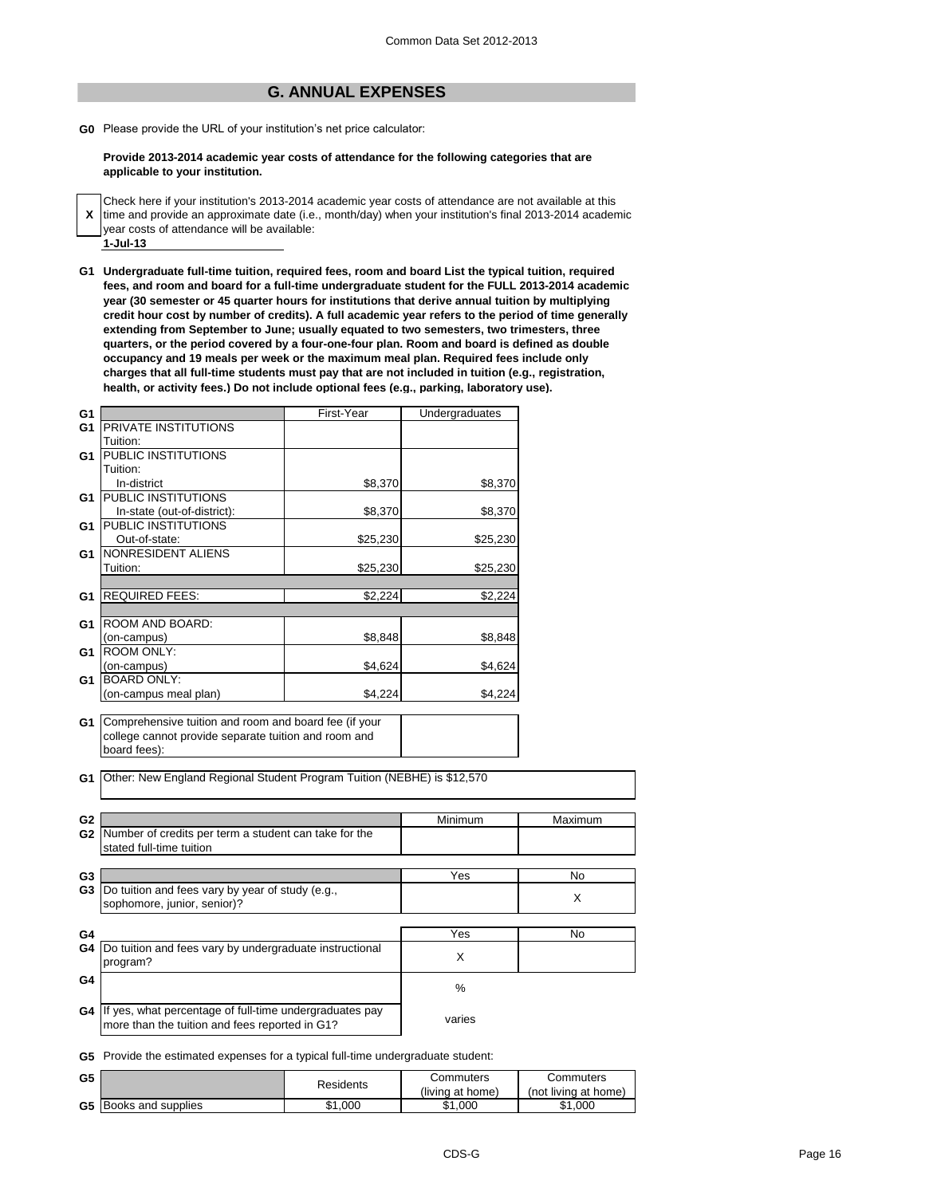## G. ANNUAL EXPENSES

**G0** Please provide the URL of your institution's net price calculator:

**Provide 2013-2014 academic year costs of attendance for the following categories that are applicable to your institution.**

| X | Check here if your institution's 2013-2014 academic year costs of attendance are not available at this time and provide an approximate date (i.e., month/day) when your institution's final 2013-2014 academic year costs of attendance will be available: |
|---|---|

**1-Jul-13**

**G1 Undergraduate full-time tuition, required fees, room and board List the typical tuition, required fees, and room and board for a full-time undergraduate student for the FULL 2013-2014 academic year (30 semester or 45 quarter hours for institutions that derive annual tuition by multiplying credit hour cost by number of credits). A full academic year refers to the period of time generally extending from September to June; usually equated to two semesters, two trimesters, three quarters, or the period covered by a four-one-four plan. Room and board is defined as double occupancy and 19 meals per week or the maximum meal plan. Required fees include only charges that all full-time students must pay that are not included in tuition (e.g., registration, health, or activity fees.) Do not include optional fees (e.g., parking, laboratory use).**

| | | First-Year | Undergraduates |
|---|---|---|---|
| G1 | PRIVATE INSTITUTIONS Tuition: | | |
| G1 | PUBLIC INSTITUTIONS Tuition: In-district | $8,370 | $8,370 |
| G1 | PUBLIC INSTITUTIONS In-state (out-of-district): | $8,370 | $8,370 |
| G1 | PUBLIC INSTITUTIONS Out-of-state: | $25,230 | $25,230 |
| G1 | NONRESIDENT ALIENS Tuition: | $25,230 | $25,230 |
| G1 | REQUIRED FEES: | $2,224 | $2,224 |
| G1 | ROOM AND BOARD: (on-campus) | $8,848 | $8,848 |
| G1 | ROOM ONLY: (on-campus) | $4,624 | $4,624 |
| G1 | BOARD ONLY: (on-campus meal plan) | $4,224 | $4,224 |

| | | |
|---|---|---|
| G1 | Comprehensive tuition and room and board fee (if your college cannot provide separate tuition and room and board fees): | |

**G1** Other: New England Regional Student Program Tuition (NEBHE) is $12,570

| | | Minimum | Maximum |
|---|---|---|---|
| G2 | Number of credits per term a student can take for the stated full-time tuition | | |

| | | Yes | No |
|---|---|---|---|
| G3 | Do tuition and fees vary by year of study (e.g., sophomore, junior, senior)? | | X |

| | | Yes | No |
|---|---|---|---|
| G4 | Do tuition and fees vary by undergraduate instructional program? | X | |
| G4 | | % | |
| G4 | If yes, what percentage of full-time undergraduates pay more than the tuition and fees reported in G1? | varies | |

**G5** Provide the estimated expenses for a typical full-time undergraduate student:

| | | Residents | Commuters (living at home) | Commuters (not living at home) |
|---|---|---|---|---|
| G5 | Books and supplies | $1,000 | $1,000 | $1,000 |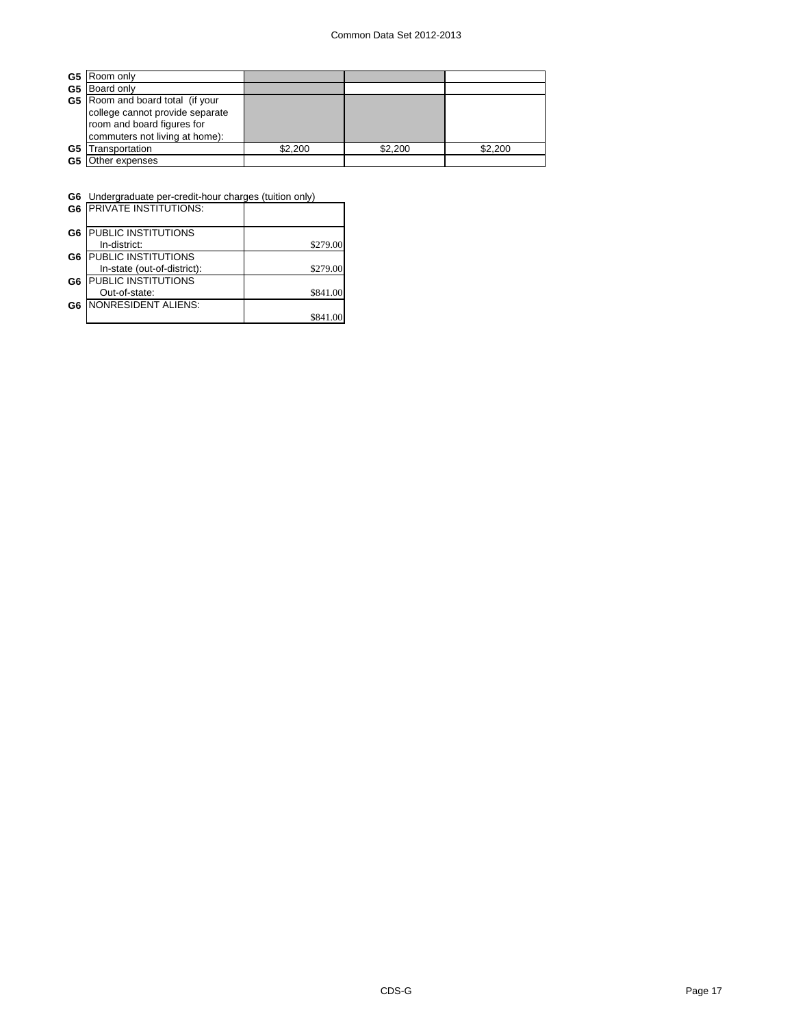| | | | | |
|---|---|---|---|---|
| G5 | Room only | | | |
| G5 | Board only | | | |
| G5 | Room and board total (if your college cannot provide separate room and board figures for commuters not living at home): | | | |
| G5 | Transportation | $2,200 | $2,200 | $2,200 |
| G5 | Other expenses | | | |

**G6** Undergraduate per-credit-hour charges (tuition only)

| | | |
|---|---|---|
| G6 | PRIVATE INSTITUTIONS: | |
| G6 | PUBLIC INSTITUTIONS<br>In-district: | $279.00 |
| G6 | PUBLIC INSTITUTIONS<br>In-state (out-of-district): | $279.00 |
| G6 | PUBLIC INSTITUTIONS<br>Out-of-state: | $841.00 |
| G6 | NONRESIDENT ALIENS: | $841.00 |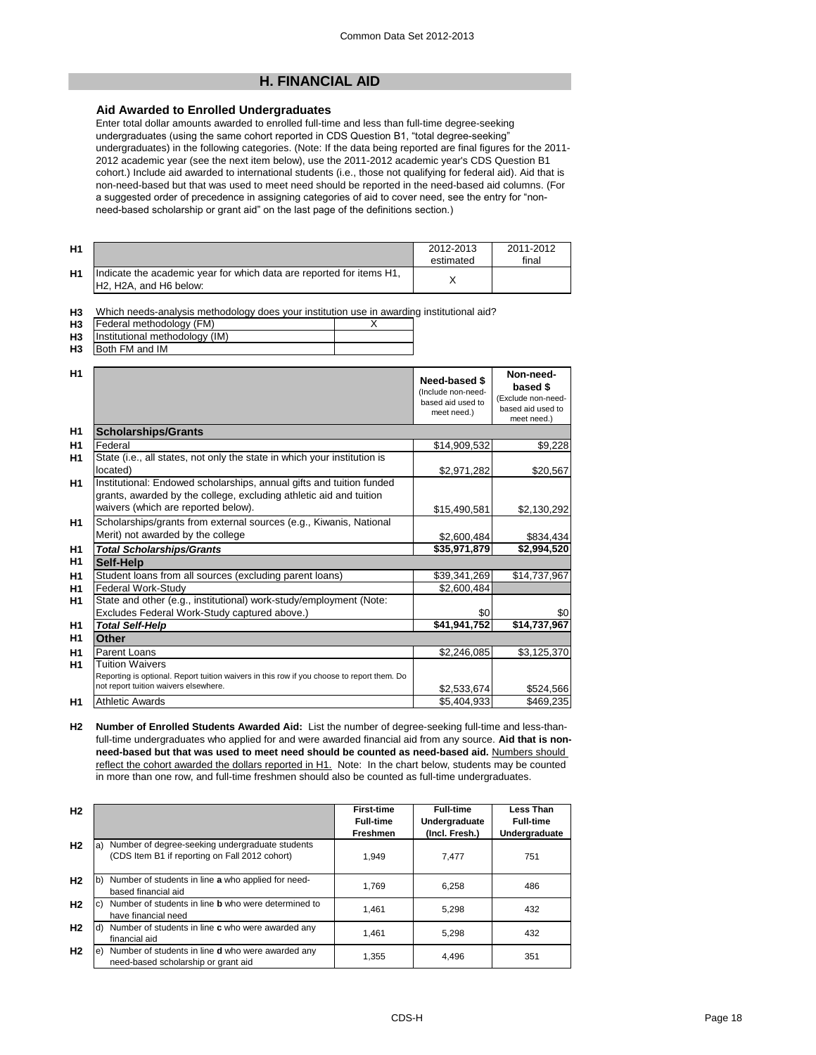## H. FINANCIAL AID

### Aid Awarded to Enrolled Undergraduates

Enter total dollar amounts awarded to enrolled full-time and less than full-time degree-seeking undergraduates (using the same cohort reported in CDS Question B1, "total degree-seeking" undergraduates) in the following categories. (Note: If the data being reported are final figures for the 2011-2012 academic year (see the next item below), use the 2011-2012 academic year's CDS Question B1 cohort.) Include aid awarded to international students (i.e., those not qualifying for federal aid). Aid that is non-need-based but that was used to meet need should be reported in the need-based aid columns. (For a suggested order of precedence in assigning categories of aid to cover need, see the entry for "non-need-based scholarship or grant aid" on the last page of the definitions section.)

| | | 2012-2013 estimated | 2011-2012 final |
|---|---|---|---|
| H1 | Indicate the academic year for which data are reported for items H1, H2, H2A, and H6 below: | X | |

H3 Which needs-analysis methodology does your institution use in awarding institutional aid?

| | | |
|---|---|---|
| H3 | Federal methodology (FM) | X |
| H3 | Institutional methodology (IM) | |
| H3 | Both FM and IM | |

| | | Need-based $ (Include non-need-based aid used to meet need.) | Non-need-based $ (Exclude non-need-based aid used to meet need.) |
|---|---|---|---|
| H1 | **Scholarships/Grants** | | |
| H1 | Federal | $14,909,532 | $9,228 |
| H1 | State (i.e., all states, not only the state in which your institution is located) | $2,971,282 | $20,567 |
| H1 | Institutional: Endowed scholarships, annual gifts and tuition funded grants, awarded by the college, excluding athletic aid and tuition waivers (which are reported below). | $15,490,581 | $2,130,292 |
| H1 | Scholarships/grants from external sources (e.g., Kiwanis, National Merit) not awarded by the college | $2,600,484 | $834,434 |
| H1 | ***Total Scholarships/Grants*** | **$35,971,879** | **$2,994,520** |
| H1 | **Self-Help** | | |
| H1 | Student loans from all sources (excluding parent loans) | $39,341,269 | $14,737,967 |
| H1 | Federal Work-Study | $2,600,484 | |
| H1 | State and other (e.g., institutional) work-study/employment (Note: Excludes Federal Work-Study captured above.) | $0 | $0 |
| H1 | ***Total Self-Help*** | **$41,941,752** | **$14,737,967** |
| H1 | **Other** | | |
| H1 | Parent Loans | $2,246,085 | $3,125,370 |
| H1 | Tuition Waivers<br>Reporting is optional. Report tuition waivers in this row if you choose to report them. Do not report tuition waivers elsewhere. | $2,533,674 | $524,566 |
| H1 | Athletic Awards | $5,404,933 | $469,235 |

**H2 Number of Enrolled Students Awarded Aid:** List the number of degree-seeking full-time and less-than-full-time undergraduates who applied for and were awarded financial aid from any source. **Aid that is non-need-based but that was used to meet need should be counted as need-based aid.** Numbers should reflect the cohort awarded the dollars reported in H1. Note: In the chart below, students may be counted in more than one row, and full-time freshmen should also be counted as full-time undergraduates.

| | | First-time Full-time Freshmen | Full-time Undergraduate (Incl. Fresh.) | Less Than Full-time Undergraduate |
|---|---|---|---|---|
| H2 | a) Number of degree-seeking undergraduate students (CDS Item B1 if reporting on Fall 2012 cohort) | 1,949 | 7,477 | 751 |
| H2 | b) Number of students in line **a** who applied for need-based financial aid | 1,769 | 6,258 | 486 |
| H2 | c) Number of students in line **b** who were determined to have financial need | 1,461 | 5,298 | 432 |
| H2 | d) Number of students in line **c** who were awarded any financial aid | 1,461 | 5,298 | 432 |
| H2 | e) Number of students in line **d** who were awarded any need-based scholarship or grant aid | 1,355 | 4,496 | 351 |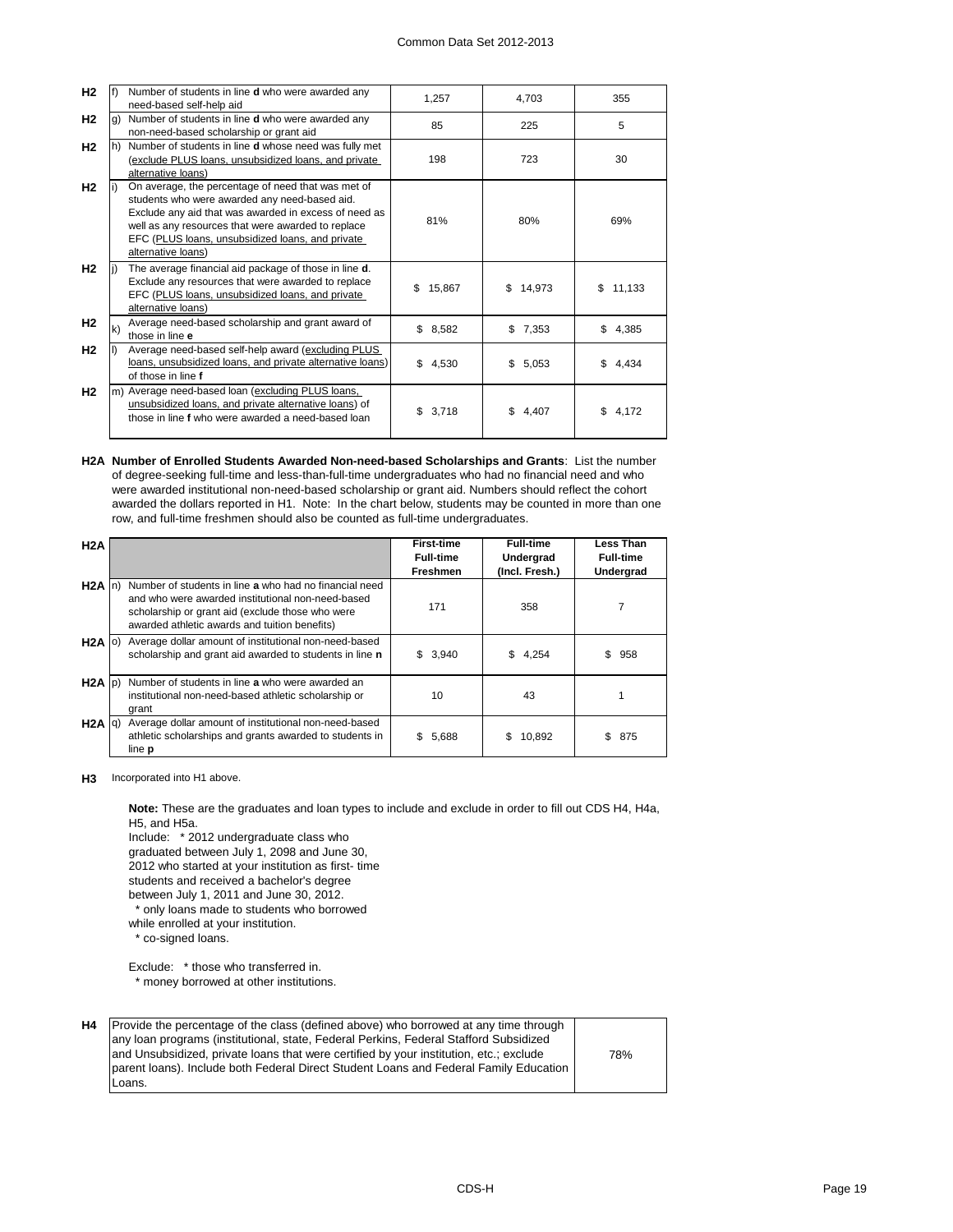| | | | | | |
|---|---|---|---|---|---|
| H2 | f) | Number of students in line **d** who were awarded any need-based self-help aid | 1,257 | 4,703 | 355 |
| H2 | g) | Number of students in line **d** who were awarded any non-need-based scholarship or grant aid | 85 | 225 | 5 |
| H2 | h) | Number of students in line **d** whose need was fully met (exclude PLUS loans, unsubsidized loans, and private alternative loans) | 198 | 723 | 30 |
| H2 | i) | On average, the percentage of need that was met of students who were awarded any need-based aid. Exclude any aid that was awarded in excess of need as well as any resources that were awarded to replace EFC (PLUS loans, unsubsidized loans, and private alternative loans) | 81% | 80% | 69% |
| H2 | j) | The average financial aid package of those in line **d**. Exclude any resources that were awarded to replace EFC (PLUS loans, unsubsidized loans, and private alternative loans) | $ 15,867 | $ 14,973 | $ 11,133 |
| H2 | k) | Average need-based scholarship and grant award of those in line **e** | $ 8,582 | $ 7,353 | $ 4,385 |
| H2 | l) | Average need-based self-help award (excluding PLUS loans, unsubsidized loans, and private alternative loans) of those in line **f** | $ 4,530 | $ 5,053 | $ 4,434 |
| H2 | m) | Average need-based loan (excluding PLUS loans, unsubsidized loans, and private alternative loans) of those in line **f** who were awarded a need-based loan | $ 3,718 | $ 4,407 | $ 4,172 |

**H2A Number of Enrolled Students Awarded Non-need-based Scholarships and Grants**: List the number of degree-seeking full-time and less-than-full-time undergraduates who had no financial need and who were awarded institutional non-need-based scholarship or grant aid. Numbers should reflect the cohort awarded the dollars reported in H1. Note: In the chart below, students may be counted in more than one row, and full-time freshmen should also be counted as full-time undergraduates.

| H2A | | | **First-time Full-time Freshmen** | **Full-time Undergrad (Incl. Fresh.)** | **Less Than Full-time Undergrad** |
|---|---|---|---|---|---|
| H2A | n) | Number of students in line **a** who had no financial need and who were awarded institutional non-need-based scholarship or grant aid (exclude those who were awarded athletic awards and tuition benefits) | 171 | 358 | 7 |
| H2A | o) | Average dollar amount of institutional non-need-based scholarship and grant aid awarded to students in line **n** | $ 3,940 | $ 4,254 | $ 958 |
| H2A | p) | Number of students in line **a** who were awarded an institutional non-need-based athletic scholarship or grant | 10 | 43 | 1 |
| H2A | q) | Average dollar amount of institutional non-need-based athletic scholarships and grants awarded to students in line **p** | $ 5,688 | $ 10,892 | $ 875 |

**H3** Incorporated into H1 above.

**Note:** These are the graduates and loan types to include and exclude in order to fill out CDS H4, H4a, H5, and H5a.

Include: * 2012 undergraduate class who graduated between July 1, 2098 and June 30, 2012 who started at your institution as first- time students and received a bachelor's degree between July 1, 2011 and June 30, 2012.
* only loans made to students who borrowed while enrolled at your institution.
* co-signed loans.

Exclude: * those who transferred in.
* money borrowed at other institutions.

| | | |
|---|---|---|
| H4 | Provide the percentage of the class (defined above) who borrowed at any time through any loan programs (institutional, state, Federal Perkins, Federal Stafford Subsidized and Unsubsidized, private loans that were certified by your institution, etc.; exclude parent loans). Include both Federal Direct Student Loans and Federal Family Education Loans. | 78% |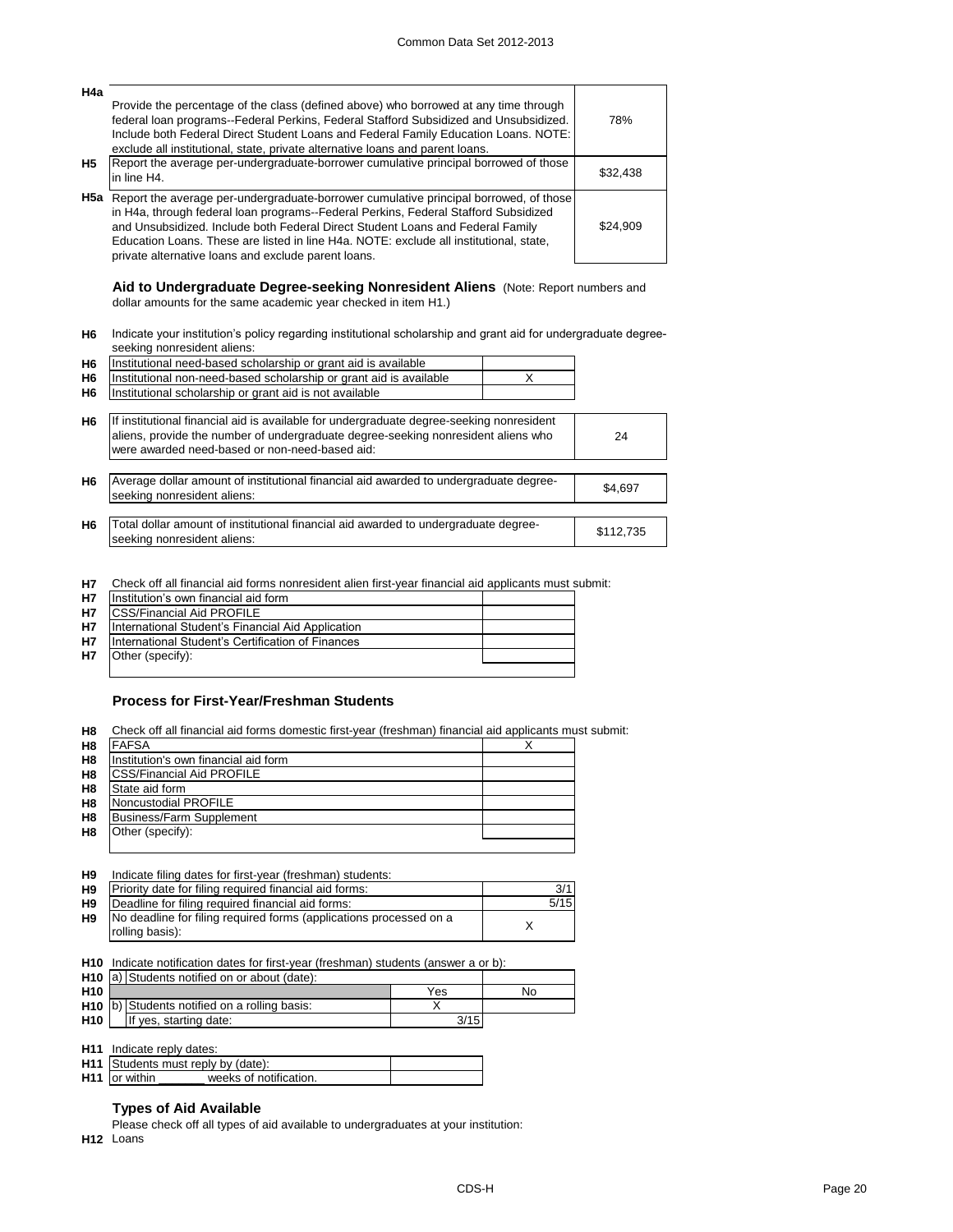| | | |
|---|---|---|
| H4a | Provide the percentage of the class (defined above) who borrowed at any time through federal loan programs--Federal Perkins, Federal Stafford Subsidized and Unsubsidized. Include both Federal Direct Student Loans and Federal Family Education Loans. NOTE: exclude all institutional, state, private alternative loans and parent loans. | 78% |
| H5 | Report the average per-undergraduate-borrower cumulative principal borrowed of those in line H4. | $32,438 |
| H5a | Report the average per-undergraduate-borrower cumulative principal borrowed, of those in H4a, through federal loan programs--Federal Perkins, Federal Stafford Subsidized and Unsubsidized. Include both Federal Direct Student Loans and Federal Family Education Loans. These are listed in line H4a. NOTE: exclude all institutional, state, private alternative loans and exclude parent loans. | $24,909 |

**Aid to Undergraduate Degree-seeking Nonresident Aliens** (Note: Report numbers and dollar amounts for the same academic year checked in item H1.)

**H6** Indicate your institution's policy regarding institutional scholarship and grant aid for undergraduate degree-seeking nonresident aliens:

| | | |
|---|---|---|
| H6 | Institutional need-based scholarship or grant aid is available | |
| H6 | Institutional non-need-based scholarship or grant aid is available | X |
| H6 | Institutional scholarship or grant aid is not available | |

| | | |
|---|---|---|
| H6 | If institutional financial aid is available for undergraduate degree-seeking nonresident aliens, provide the number of undergraduate degree-seeking nonresident aliens who were awarded need-based or non-need-based aid: | 24 |
| H6 | Average dollar amount of institutional financial aid awarded to undergraduate degree-seeking nonresident aliens: | $4,697 |
| H6 | Total dollar amount of institutional financial aid awarded to undergraduate degree-seeking nonresident aliens: | $112,735 |

**H7** Check off all financial aid forms nonresident alien first-year financial aid applicants must submit:

| | | |
|---|---|---|
| H7 | Institution's own financial aid form | |
| H7 | CSS/Financial Aid PROFILE | |
| H7 | International Student's Financial Aid Application | |
| H7 | International Student's Certification of Finances | |
| H7 | Other (specify): | |

### Process for First-Year/Freshman Students

**H8** Check off all financial aid forms domestic first-year (freshman) financial aid applicants must submit:

| | | |
|---|---|---|
| H8 | FAFSA | X |
| H8 | Institution's own financial aid form | |
| H8 | CSS/Financial Aid PROFILE | |
| H8 | State aid form | |
| H8 | Noncustodial PROFILE | |
| H8 | Business/Farm Supplement | |
| H8 | Other (specify): | |

**H9** Indicate filing dates for first-year (freshman) students:

| | | |
|---|---|---|
| H9 | Priority date for filing required financial aid forms: | 3/1 |
| H9 | Deadline for filing required financial aid forms: | 5/15 |
| H9 | No deadline for filing required forms (applications processed on a rolling basis): | X |

**H10** Indicate notification dates for first-year (freshman) students (answer a or b):

| | | | |
|---|---|---|---|
| H10 | a) Students notified on or about (date): | | |
| H10 | | Yes | No |
| H10 | b) Students notified on a rolling basis: | X | |
| H10 | If yes, starting date: | 3/15 | |

**H11** Indicate reply dates:

| | | |
|---|---|---|
| H11 | Students must reply by (date): | |
| H11 | or within _______ weeks of notification. | |

### Types of Aid Available

Please check off all types of aid available to undergraduates at your institution:

**H12** Loans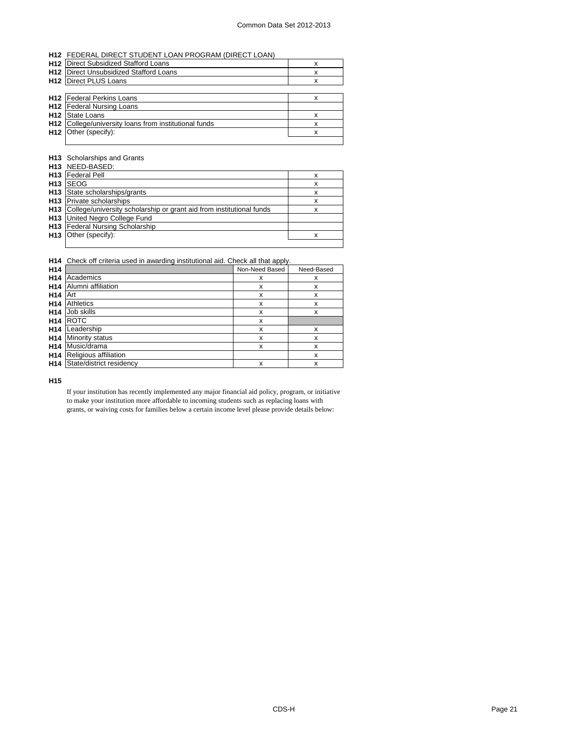**H12** FEDERAL DIRECT STUDENT LOAN PROGRAM (DIRECT LOAN)

| | | |
|---|---|---|
| **H12** | Direct Subsidized Stafford Loans | x |
| **H12** | Direct Unsubsidized Stafford Loans | x |
| **H12** | Direct PLUS Loans | x |

| | | |
|---|---|---|
| **H12** | Federal Perkins Loans | x |
| **H12** | Federal Nursing Loans | |
| **H12** | State Loans | x |
| **H12** | College/university loans from institutional funds | x |
| **H12** | Other (specify): | x |

**H13** Scholarships and Grants

**H13** NEED-BASED:

| | | |
|---|---|---|
| **H13** | Federal Pell | x |
| **H13** | SEOG | x |
| **H13** | State scholarships/grants | x |
| **H13** | Private scholarships | x |
| **H13** | College/university scholarship or grant aid from institutional funds | x |
| **H13** | United Negro College Fund | |
| **H13** | Federal Nursing Scholarship | |
| **H13** | Other (specify): | x |

**H14** Check off criteria used in awarding institutional aid. Check all that apply.

| **H14** | | Non-Need Based | Need-Based |
|---|---|---|---|
| **H14** | Academics | x | x |
| **H14** | Alumni affiliation | x | x |
| **H14** | Art | x | x |
| **H14** | Athletics | x | x |
| **H14** | Job skills | x | x |
| **H14** | ROTC | x | |
| **H14** | Leadership | x | x |
| **H14** | Minority status | x | x |
| **H14** | Music/drama | x | x |
| **H14** | Religious affiliation | | x |
| **H14** | State/district residency | x | x |

**H15**

If your institution has recently implemented any major financial aid policy, program, or initiative to make your institution more affordable to incoming students such as replacing loans with grants, or waiving costs for families below a certain income level please provide details below: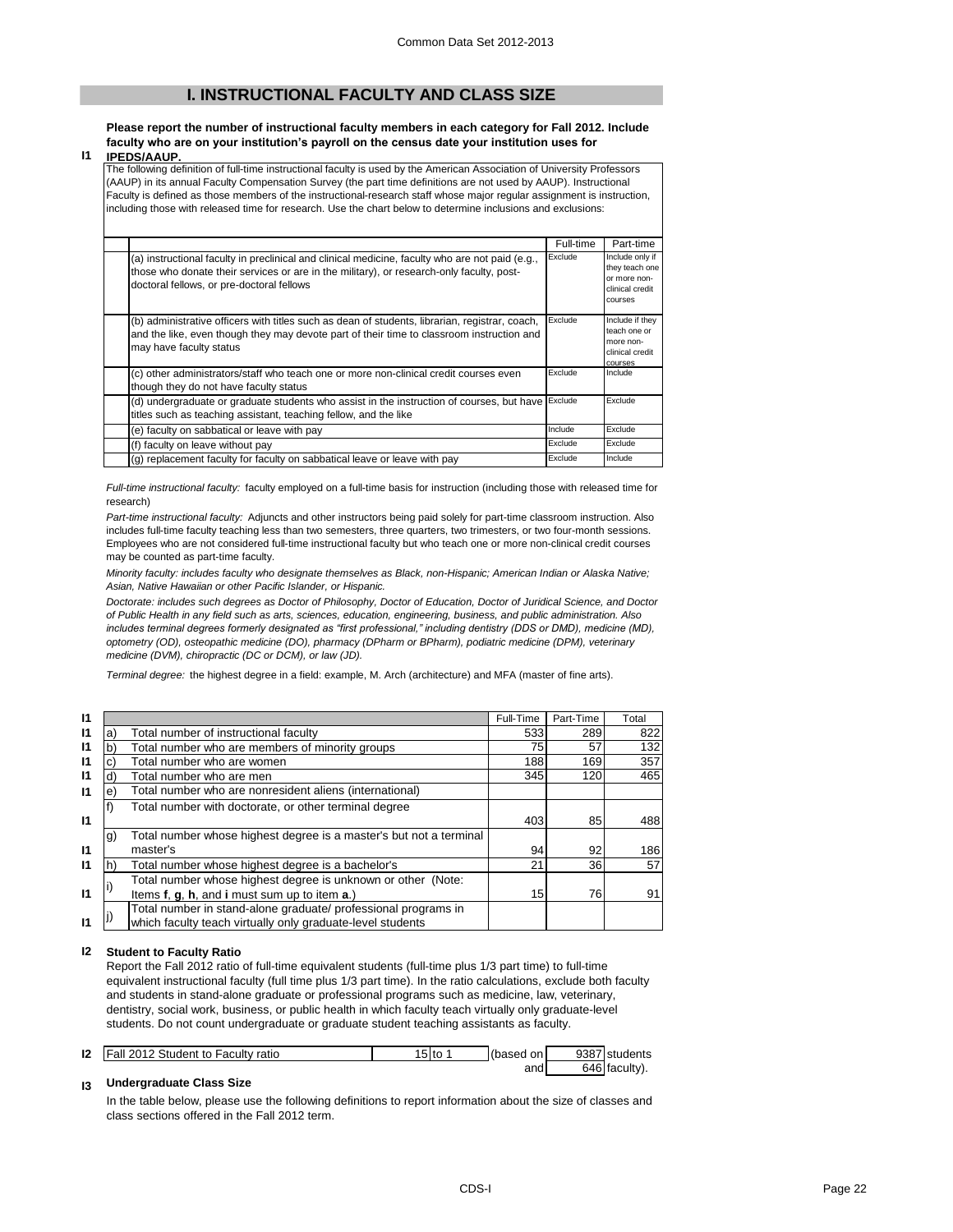## I. INSTRUCTIONAL FACULTY AND CLASS SIZE

**I1** **Please report the number of instructional faculty members in each category for Fall 2012. Include faculty who are on your institution's payroll on the census date your institution uses for IPEDS/AAUP.**

The following definition of full-time instructional faculty is used by the American Association of University Professors (AAUP) in its annual Faculty Compensation Survey (the part time definitions are not used by AAUP). Instructional Faculty is defined as those members of the instructional-research staff whose major regular assignment is instruction, including those with released time for research. Use the chart below to determine inclusions and exclusions:

| | Full-time | Part-time |
|---|---|---|
| (a) instructional faculty in preclinical and clinical medicine, faculty who are not paid (e.g., those who donate their services or are in the military), or research-only faculty, post-doctoral fellows, or pre-doctoral fellows | Exclude | Include only if they teach one or more non-clinical credit courses |
| (b) administrative officers with titles such as dean of students, librarian, registrar, coach, and the like, even though they may devote part of their time to classroom instruction and may have faculty status | Exclude | Include if they teach one or more non-clinical credit courses |
| (c) other administrators/staff who teach one or more non-clinical credit courses even though they do not have faculty status | Exclude | Include |
| (d) undergraduate or graduate students who assist in the instruction of courses, but have titles such as teaching assistant, teaching fellow, and the like | Exclude | Exclude |
| (e) faculty on sabbatical or leave with pay | Include | Exclude |
| (f) faculty on leave without pay | Exclude | Exclude |
| (g) replacement faculty for faculty on sabbatical leave or leave with pay | Exclude | Include |

*Full-time instructional faculty:* faculty employed on a full-time basis for instruction (including those with released time for research)

*Part-time instructional faculty:* Adjuncts and other instructors being paid solely for part-time classroom instruction. Also includes full-time faculty teaching less than two semesters, three quarters, two trimesters, or two four-month sessions. Employees who are not considered full-time instructional faculty but who teach one or more non-clinical credit courses may be counted as part-time faculty.

*Minority faculty: includes faculty who designate themselves as Black, non-Hispanic; American Indian or Alaska Native; Asian, Native Hawaiian or other Pacific Islander, or Hispanic.*

*Doctorate: includes such degrees as Doctor of Philosophy, Doctor of Education, Doctor of Juridical Science, and Doctor of Public Health in any field such as arts, sciences, education, engineering, business, and public administration. Also includes terminal degrees formerly designated as "first professional," including dentistry (DDS or DMD), medicine (MD), optometry (OD), osteopathic medicine (DO), pharmacy (DPharm or BPharm), podiatric medicine (DPM), veterinary medicine (DVM), chiropractic (DC or DCM), or law (JD).*

*Terminal degree:* the highest degree in a field: example, M. Arch (architecture) and MFA (master of fine arts).

| | | | Full-Time | Part-Time | Total |
|---|---|---|---|---|---|
| I1 | a) | Total number of instructional faculty | 533 | 289 | 822 |
| I1 | b) | Total number who are members of minority groups | 75 | 57 | 132 |
| I1 | c) | Total number who are women | 188 | 169 | 357 |
| I1 | d) | Total number who are men | 345 | 120 | 465 |
| I1 | e) | Total number who are nonresident aliens (international) | | | |
| I1 | f) | Total number with doctorate, or other terminal degree | 403 | 85 | 488 |
| I1 | g) | Total number whose highest degree is a master's but not a terminal master's | 94 | 92 | 186 |
| I1 | h) | Total number whose highest degree is a bachelor's | 21 | 36 | 57 |
| I1 | i) | Total number whose highest degree is unknown or other (Note: Items **f**, **g**, **h**, and **i** must sum up to item **a**.) | 15 | 76 | 91 |
| I1 | j) | Total number in stand-alone graduate/ professional programs in which faculty teach virtually only graduate-level students | | | |

**I2** **Student to Faculty Ratio**

Report the Fall 2012 ratio of full-time equivalent students (full-time plus 1/3 part time) to full-time equivalent instructional faculty (full time plus 1/3 part time). In the ratio calculations, exclude both faculty and students in stand-alone graduate or professional programs such as medicine, law, veterinary, dentistry, social work, business, or public health in which faculty teach virtually only graduate-level students. Do not count undergraduate or graduate student teaching assistants as faculty.

| | | | | | |
|---|---|---|---|---|---|
| I2 | Fall 2012 Student to Faculty ratio | 15 to 1 | (based on | 9387 | students |
| | | | and | 646 | faculty). |

**I3** **Undergraduate Class Size**

In the table below, please use the following definitions to report information about the size of classes and class sections offered in the Fall 2012 term.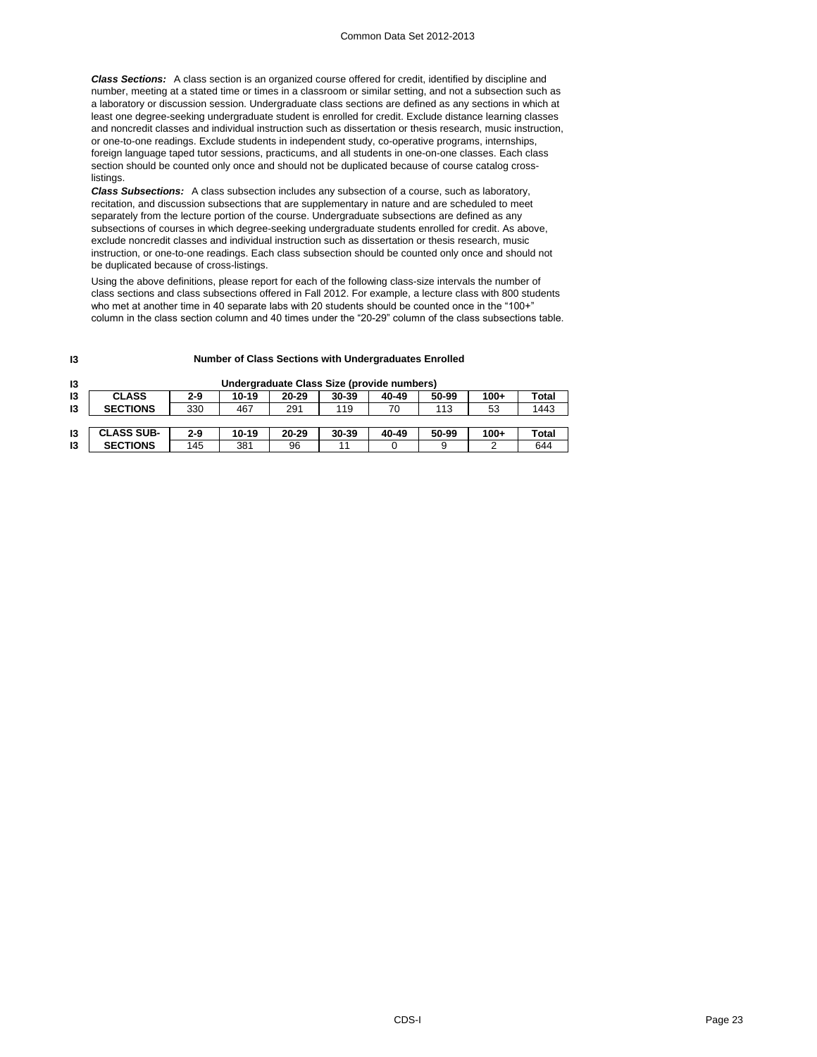***Class Sections:*** A class section is an organized course offered for credit, identified by discipline and number, meeting at a stated time or times in a classroom or similar setting, and not a subsection such as a laboratory or discussion session. Undergraduate class sections are defined as any sections in which at least one degree-seeking undergraduate student is enrolled for credit. Exclude distance learning classes and noncredit classes and individual instruction such as dissertation or thesis research, music instruction, or one-to-one readings. Exclude students in independent study, co-operative programs, internships, foreign language taped tutor sessions, practicums, and all students in one-on-one classes. Each class section should be counted only once and should not be duplicated because of course catalog cross-listings.

***Class Subsections:*** A class subsection includes any subsection of a course, such as laboratory, recitation, and discussion subsections that are supplementary in nature and are scheduled to meet separately from the lecture portion of the course. Undergraduate subsections are defined as any subsections of courses in which degree-seeking undergraduate students enrolled for credit. As above, exclude noncredit classes and individual instruction such as dissertation or thesis research, music instruction, or one-to-one readings. Each class subsection should be counted only once and should not be duplicated because of cross-listings.

Using the above definitions, please report for each of the following class-size intervals the number of class sections and class subsections offered in Fall 2012. For example, a lecture class with 800 students who met at another time in 40 separate labs with 20 students should be counted once in the "100+" column in the class section column and 40 times under the "20-29" column of the class subsections table.

**I3 Number of Class Sections with Undergraduates Enrolled**

**Undergraduate Class Size (provide numbers)**

| | | 2-9 | 10-19 | 20-29 | 30-39 | 40-49 | 50-99 | 100+ | Total |
|---|---|---|---|---|---|---|---|---|---|
| I3 | CLASS SECTIONS | 330 | 467 | 291 | 119 | 70 | 113 | 53 | 1443 |

| | | 2-9 | 10-19 | 20-29 | 30-39 | 40-49 | 50-99 | 100+ | Total |
|---|---|---|---|---|---|---|---|---|---|
| I3 | CLASS SUB-SECTIONS | 145 | 381 | 96 | 11 | 0 | 9 | 2 | 644 |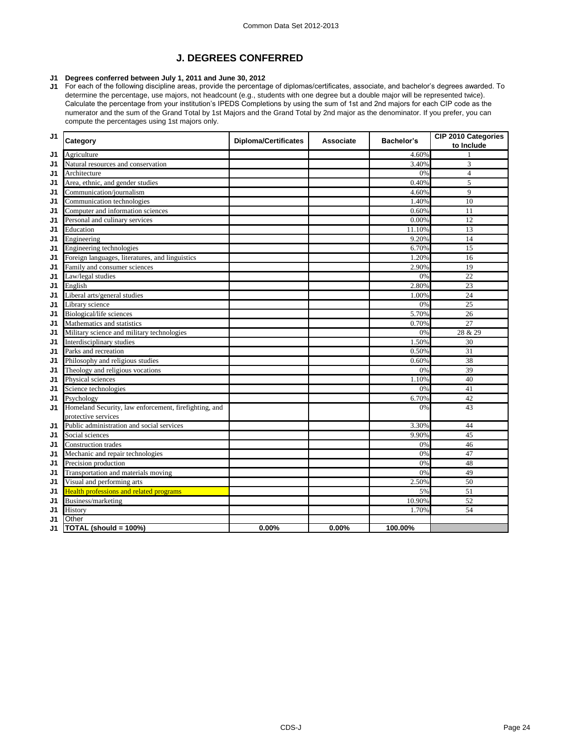# J. DEGREES CONFERRED

**J1 Degrees conferred between July 1, 2011 and June 30, 2012**

J1 For each of the following discipline areas, provide the percentage of diplomas/certificates, associate, and bachelor's degrees awarded. To determine the percentage, use majors, not headcount (e.g., students with one degree but a double major will be represented twice). Calculate the percentage from your institution's IPEDS Completions by using the sum of 1st and 2nd majors for each CIP code as the numerator and the sum of the Grand Total by 1st Majors and the Grand Total by 2nd major as the denominator. If you prefer, you can compute the percentages using 1st majors only.

| | Category | Diploma/Certificates | Associate | Bachelor's | CIP 2010 Categories to Include |
|---|---|---|---|---|---|
| J1 | Agriculture | | | 4.60% | 1 |
| J1 | Natural resources and conservation | | | 3.40% | 3 |
| J1 | Architecture | | | 0% | 4 |
| J1 | Area, ethnic, and gender studies | | | 0.40% | 5 |
| J1 | Communication/journalism | | | 4.60% | 9 |
| J1 | Communication technologies | | | 1.40% | 10 |
| J1 | Computer and information sciences | | | 0.60% | 11 |
| J1 | Personal and culinary services | | | 0.00% | 12 |
| J1 | Education | | | 11.10% | 13 |
| J1 | Engineering | | | 9.20% | 14 |
| J1 | Engineering technologies | | | 6.70% | 15 |
| J1 | Foreign languages, literatures, and linguistics | | | 1.20% | 16 |
| J1 | Family and consumer sciences | | | 2.90% | 19 |
| J1 | Law/legal studies | | | 0% | 22 |
| J1 | English | | | 2.80% | 23 |
| J1 | Liberal arts/general studies | | | 1.00% | 24 |
| J1 | Library science | | | 0% | 25 |
| J1 | Biological/life sciences | | | 5.70% | 26 |
| J1 | Mathematics and statistics | | | 0.70% | 27 |
| J1 | Military science and military technologies | | | 0% | 28 & 29 |
| J1 | Interdisciplinary studies | | | 1.50% | 30 |
| J1 | Parks and recreation | | | 0.50% | 31 |
| J1 | Philosophy and religious studies | | | 0.60% | 38 |
| J1 | Theology and religious vocations | | | 0% | 39 |
| J1 | Physical sciences | | | 1.10% | 40 |
| J1 | Science technologies | | | 0% | 41 |
| J1 | Psychology | | | 6.70% | 42 |
| J1 | Homeland Security, law enforcement, firefighting, and protective services | | | 0% | 43 |
| J1 | Public administration and social services | | | 3.30% | 44 |
| J1 | Social sciences | | | 9.90% | 45 |
| J1 | Construction trades | | | 0% | 46 |
| J1 | Mechanic and repair technologies | | | 0% | 47 |
| J1 | Precision production | | | 0% | 48 |
| J1 | Transportation and materials moving | | | 0% | 49 |
| J1 | Visual and performing arts | | | 2.50% | 50 |
| J1 | Health professions and related programs | | | 5% | 51 |
| J1 | Business/marketing | | | 10.90% | 52 |
| J1 | History | | | 1.70% | 54 |
| J1 | Other | | | | |
| J1 | **TOTAL (should = 100%)** | **0.00%** | **0.00%** | **100.00%** | |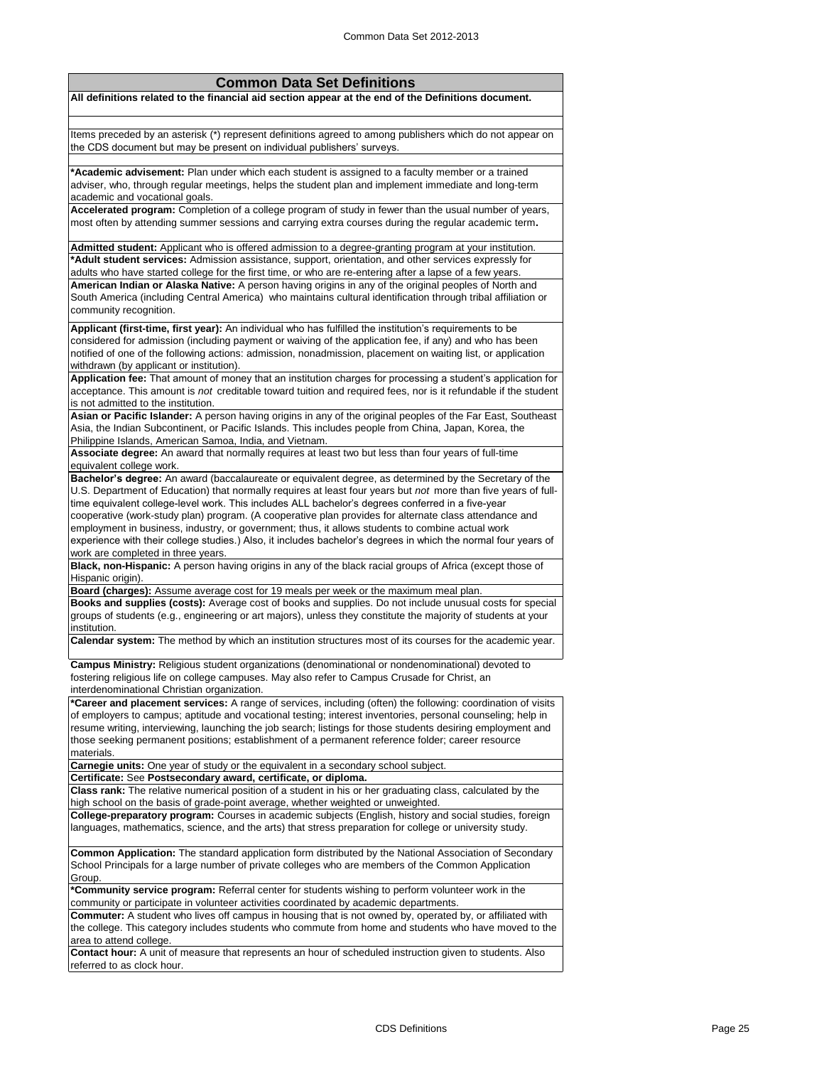## Common Data Set Definitions

**All definitions related to the financial aid section appear at the end of the Definitions document.**

Items preceded by an asterisk (*) represent definitions agreed to among publishers which do not appear on the CDS document but may be present on individual publishers' surveys.

**\*Academic advisement:** Plan under which each student is assigned to a faculty member or a trained adviser, who, through regular meetings, helps the student plan and implement immediate and long-term academic and vocational goals.

**Accelerated program:** Completion of a college program of study in fewer than the usual number of years, most often by attending summer sessions and carrying extra courses during the regular academic term**.**

**Admitted student:** Applicant who is offered admission to a degree-granting program at your institution.

**\*Adult student services:** Admission assistance, support, orientation, and other services expressly for adults who have started college for the first time, or who are re-entering after a lapse of a few years.

**American Indian or Alaska Native:** A person having origins in any of the original peoples of North and South America (including Central America) who maintains cultural identification through tribal affiliation or community recognition.

**Applicant (first-time, first year):** An individual who has fulfilled the institution's requirements to be considered for admission (including payment or waiving of the application fee, if any) and who has been notified of one of the following actions: admission, nonadmission, placement on waiting list, or application withdrawn (by applicant or institution).

**Application fee:** That amount of money that an institution charges for processing a student's application for acceptance. This amount is *not* creditable toward tuition and required fees, nor is it refundable if the student is not admitted to the institution.

**Asian or Pacific Islander:** A person having origins in any of the original peoples of the Far East, Southeast Asia, the Indian Subcontinent, or Pacific Islands. This includes people from China, Japan, Korea, the Philippine Islands, American Samoa, India, and Vietnam.

**Associate degree:** An award that normally requires at least two but less than four years of full-time equivalent college work.

**Bachelor's degree:** An award (baccalaureate or equivalent degree, as determined by the Secretary of the U.S. Department of Education) that normally requires at least four years but *not* more than five years of full-time equivalent college-level work. This includes ALL bachelor's degrees conferred in a five-year cooperative (work-study plan) program. (A cooperative plan provides for alternate class attendance and employment in business, industry, or government; thus, it allows students to combine actual work experience with their college studies.) Also, it includes bachelor's degrees in which the normal four years of work are completed in three years.

**Black, non-Hispanic:** A person having origins in any of the black racial groups of Africa (except those of Hispanic origin).

**Board (charges):** Assume average cost for 19 meals per week or the maximum meal plan.

**Books and supplies (costs):** Average cost of books and supplies. Do not include unusual costs for special groups of students (e.g., engineering or art majors), unless they constitute the majority of students at your institution.

**Calendar system:** The method by which an institution structures most of its courses for the academic year.

**Campus Ministry:** Religious student organizations (denominational or nondenominational) devoted to fostering religious life on college campuses. May also refer to Campus Crusade for Christ, an interdenominational Christian organization.

**\*Career and placement services:** A range of services, including (often) the following: coordination of visits of employers to campus; aptitude and vocational testing; interest inventories, personal counseling; help in resume writing, interviewing, launching the job search; listings for those students desiring employment and those seeking permanent positions; establishment of a permanent reference folder; career resource materials.

**Carnegie units:** One year of study or the equivalent in a secondary school subject.

**Certificate:** See **Postsecondary award, certificate, or diploma.**

**Class rank:** The relative numerical position of a student in his or her graduating class, calculated by the high school on the basis of grade-point average, whether weighted or unweighted.

**College-preparatory program:** Courses in academic subjects (English, history and social studies, foreign languages, mathematics, science, and the arts) that stress preparation for college or university study.

**Common Application:** The standard application form distributed by the National Association of Secondary School Principals for a large number of private colleges who are members of the Common Application Group.

**\*Community service program:** Referral center for students wishing to perform volunteer work in the community or participate in volunteer activities coordinated by academic departments.

**Commuter:** A student who lives off campus in housing that is not owned by, operated by, or affiliated with the college. This category includes students who commute from home and students who have moved to the area to attend college.

**Contact hour:** A unit of measure that represents an hour of scheduled instruction given to students. Also referred to as clock hour.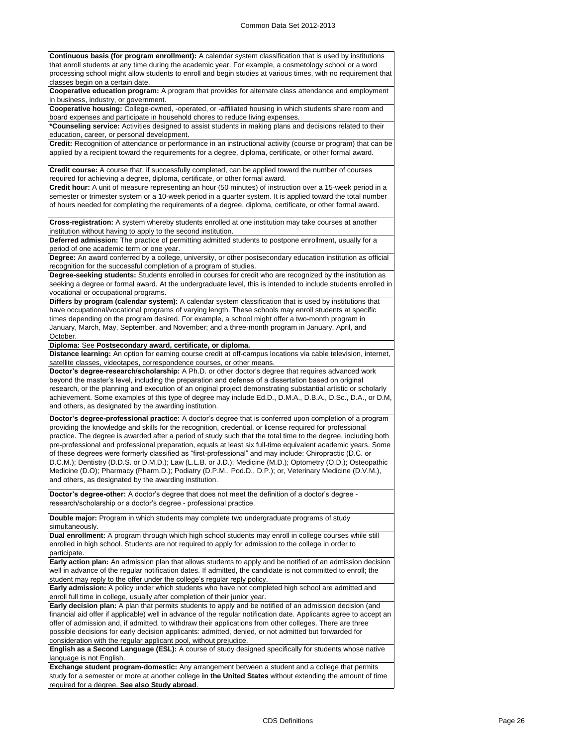**Continuous basis (for program enrollment):** A calendar system classification that is used by institutions that enroll students at any time during the academic year. For example, a cosmetology school or a word processing school might allow students to enroll and begin studies at various times, with no requirement that classes begin on a certain date.

**Cooperative education program:** A program that provides for alternate class attendance and employment in business, industry, or government.

**Cooperative housing:** College-owned, -operated, or -affiliated housing in which students share room and board expenses and participate in household chores to reduce living expenses.

***Counseling service:** Activities designed to assist students in making plans and decisions related to their education, career, or personal development.

**Credit:** Recognition of attendance or performance in an instructional activity (course or program) that can be applied by a recipient toward the requirements for a degree, diploma, certificate, or other formal award.

**Credit course:** A course that, if successfully completed, can be applied toward the number of courses required for achieving a degree, diploma, certificate, or other formal award.

**Credit hour:** A unit of measure representing an hour (50 minutes) of instruction over a 15-week period in a semester or trimester system or a 10-week period in a quarter system. It is applied toward the total number of hours needed for completing the requirements of a degree, diploma, certificate, or other formal award.

**Cross-registration:** A system whereby students enrolled at one institution may take courses at another institution without having to apply to the second institution.

**Deferred admission:** The practice of permitting admitted students to postpone enrollment, usually for a period of one academic term or one year.

**Degree:** An award conferred by a college, university, or other postsecondary education institution as official recognition for the successful completion of a program of studies.

**Degree-seeking students:** Students enrolled in courses for credit who are recognized by the institution as seeking a degree or formal award. At the undergraduate level, this is intended to include students enrolled in vocational or occupational programs.

**Differs by program (calendar system):** A calendar system classification that is used by institutions that have occupational/vocational programs of varying length. These schools may enroll students at specific times depending on the program desired. For example, a school might offer a two-month program in January, March, May, September, and November; and a three-month program in January, April, and October.

**Diploma:** See **Postsecondary award, certificate, or diploma.**

**Distance learning:** An option for earning course credit at off-campus locations via cable television, internet, satellite classes, videotapes, correspondence courses, or other means.

**Doctor's degree-research/scholarship:** A Ph.D. or other doctor's degree that requires advanced work beyond the master's level, including the preparation and defense of a dissertation based on original research, or the planning and execution of an original project demonstrating substantial artistic or scholarly achievement. Some examples of this type of degree may include Ed.D., D.M.A., D.B.A., D.Sc., D.A., or D.M, and others, as designated by the awarding institution.

**Doctor's degree-professional practice:** A doctor's degree that is conferred upon completion of a program providing the knowledge and skills for the recognition, credential, or license required for professional practice. The degree is awarded after a period of study such that the total time to the degree, including both pre-professional and professional preparation, equals at least six full-time equivalent academic years. Some of these degrees were formerly classified as "first-professional" and may include: Chiropractic (D.C. or D.C.M.); Dentistry (D.D.S. or D.M.D.); Law (L.L.B. or J.D.); Medicine (M.D.); Optometry (O.D.); Osteopathic Medicine (D.O); Pharmacy (Pharm.D.); Podiatry (D.P.M., Pod.D., D.P.); or, Veterinary Medicine (D.V.M.), and others, as designated by the awarding institution.

**Doctor's degree-other:** A doctor's degree that does not meet the definition of a doctor's degree - research/scholarship or a doctor's degree - professional practice.

**Double major:** Program in which students may complete two undergraduate programs of study simultaneously.

**Dual enrollment:** A program through which high school students may enroll in college courses while still enrolled in high school. Students are not required to apply for admission to the college in order to participate.

**Early action plan:** An admission plan that allows students to apply and be notified of an admission decision well in advance of the regular notification dates. If admitted, the candidate is not committed to enroll; the student may reply to the offer under the college's regular reply policy.

**Early admission:** A policy under which students who have not completed high school are admitted and enroll full time in college, usually after completion of their junior year.

**Early decision plan:** A plan that permits students to apply and be notified of an admission decision (and financial aid offer if applicable) well in advance of the regular notification date. Applicants agree to accept an offer of admission and, if admitted, to withdraw their applications from other colleges. There are three possible decisions for early decision applicants: admitted, denied, or not admitted but forwarded for consideration with the regular applicant pool, without prejudice.

**English as a Second Language (ESL):** A course of study designed specifically for students whose native language is not English.

**Exchange student program-domestic:** Any arrangement between a student and a college that permits study for a semester or more at another college **in the United States** without extending the amount of time required for a degree. **See also Study abroad**.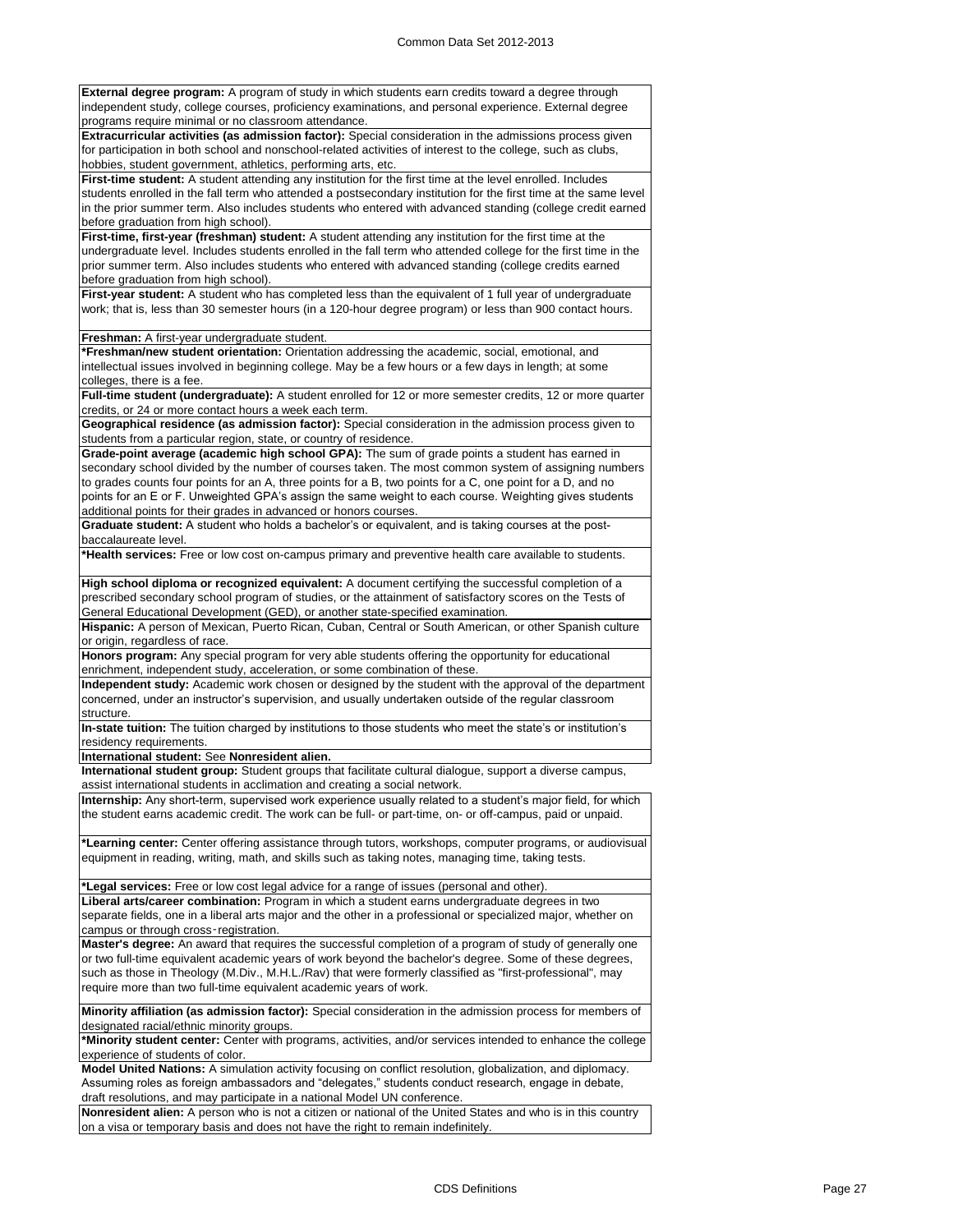**External degree program:** A program of study in which students earn credits toward a degree through independent study, college courses, proficiency examinations, and personal experience. External degree programs require minimal or no classroom attendance.

**Extracurricular activities (as admission factor):** Special consideration in the admissions process given for participation in both school and nonschool-related activities of interest to the college, such as clubs, hobbies, student government, athletics, performing arts, etc.

**First-time student:** A student attending any institution for the first time at the level enrolled. Includes students enrolled in the fall term who attended a postsecondary institution for the first time at the same level in the prior summer term. Also includes students who entered with advanced standing (college credit earned before graduation from high school).

**First-time, first-year (freshman) student:** A student attending any institution for the first time at the undergraduate level. Includes students enrolled in the fall term who attended college for the first time in the prior summer term. Also includes students who entered with advanced standing (college credits earned before graduation from high school).

**First-year student:** A student who has completed less than the equivalent of 1 full year of undergraduate work; that is, less than 30 semester hours (in a 120-hour degree program) or less than 900 contact hours.

**Freshman:** A first-year undergraduate student.

***Freshman/new student orientation:** Orientation addressing the academic, social, emotional, and intellectual issues involved in beginning college. May be a few hours or a few days in length; at some colleges, there is a fee.

**Full-time student (undergraduate):** A student enrolled for 12 or more semester credits, 12 or more quarter credits, or 24 or more contact hours a week each term.

**Geographical residence (as admission factor):** Special consideration in the admission process given to students from a particular region, state, or country of residence.

**Grade-point average (academic high school GPA):** The sum of grade points a student has earned in secondary school divided by the number of courses taken. The most common system of assigning numbers to grades counts four points for an A, three points for a B, two points for a C, one point for a D, and no points for an E or F. Unweighted GPA's assign the same weight to each course. Weighting gives students additional points for their grades in advanced or honors courses.

**Graduate student:** A student who holds a bachelor's or equivalent, and is taking courses at the post-baccalaureate level.

***Health services:** Free or low cost on-campus primary and preventive health care available to students.

**High school diploma or recognized equivalent:** A document certifying the successful completion of a prescribed secondary school program of studies, or the attainment of satisfactory scores on the Tests of General Educational Development (GED), or another state-specified examination.

**Hispanic:** A person of Mexican, Puerto Rican, Cuban, Central or South American, or other Spanish culture or origin, regardless of race.

**Honors program:** Any special program for very able students offering the opportunity for educational enrichment, independent study, acceleration, or some combination of these.

**Independent study:** Academic work chosen or designed by the student with the approval of the department concerned, under an instructor's supervision, and usually undertaken outside of the regular classroom structure.

**In-state tuition:** The tuition charged by institutions to those students who meet the state's or institution's residency requirements.

**International student:** See **Nonresident alien.**

**International student group:** Student groups that facilitate cultural dialogue, support a diverse campus, assist international students in acclimation and creating a social network.

**Internship:** Any short-term, supervised work experience usually related to a student's major field, for which the student earns academic credit. The work can be full- or part-time, on- or off-campus, paid or unpaid.

***Learning center:** Center offering assistance through tutors, workshops, computer programs, or audiovisual equipment in reading, writing, math, and skills such as taking notes, managing time, taking tests.

***Legal services:** Free or low cost legal advice for a range of issues (personal and other).

**Liberal arts/career combination:** Program in which a student earns undergraduate degrees in two separate fields, one in a liberal arts major and the other in a professional or specialized major, whether on campus or through cross‑registration.

**Master's degree:** An award that requires the successful completion of a program of study of generally one or two full-time equivalent academic years of work beyond the bachelor's degree. Some of these degrees, such as those in Theology (M.Div., M.H.L./Rav) that were formerly classified as "first-professional", may require more than two full-time equivalent academic years of work.

**Minority affiliation (as admission factor):** Special consideration in the admission process for members of designated racial/ethnic minority groups.

***Minority student center:** Center with programs, activities, and/or services intended to enhance the college experience of students of color.

**Model United Nations:** A simulation activity focusing on conflict resolution, globalization, and diplomacy. Assuming roles as foreign ambassadors and "delegates," students conduct research, engage in debate, draft resolutions, and may participate in a national Model UN conference.

**Nonresident alien:** A person who is not a citizen or national of the United States and who is in this country on a visa or temporary basis and does not have the right to remain indefinitely.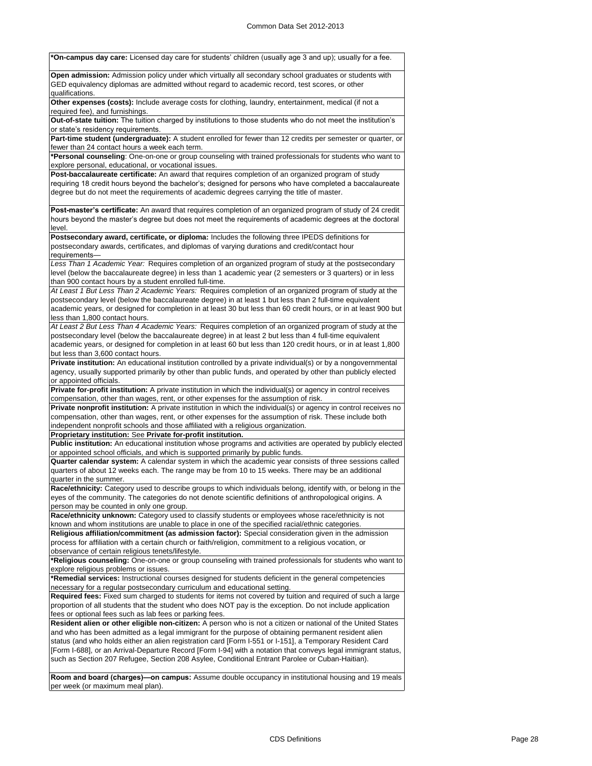**\*On-campus day care:** Licensed day care for students' children (usually age 3 and up); usually for a fee.

**Open admission:** Admission policy under which virtually all secondary school graduates or students with GED equivalency diplomas are admitted without regard to academic record, test scores, or other qualifications.

**Other expenses (costs):** Include average costs for clothing, laundry, entertainment, medical (if not a required fee), and furnishings.

**Out-of-state tuition:** The tuition charged by institutions to those students who do not meet the institution's or state's residency requirements.

**Part-time student (undergraduate):** A student enrolled for fewer than 12 credits per semester or quarter, or fewer than 24 contact hours a week each term.

**\*Personal counseling**: One-on-one or group counseling with trained professionals for students who want to explore personal, educational, or vocational issues.

**Post-baccalaureate certificate:** An award that requires completion of an organized program of study requiring 18 credit hours beyond the bachelor's; designed for persons who have completed a baccalaureate degree but do not meet the requirements of academic degrees carrying the title of master.

**Post-master's certificate:** An award that requires completion of an organized program of study of 24 credit hours beyond the master's degree but does not meet the requirements of academic degrees at the doctoral level.

**Postsecondary award, certificate, or diploma:** Includes the following three IPEDS definitions for postsecondary awards, certificates, and diplomas of varying durations and credit/contact hour requirements—

*Less Than 1 Academic Year:* Requires completion of an organized program of study at the postsecondary level (below the baccalaureate degree) in less than 1 academic year (2 semesters or 3 quarters) or in less than 900 contact hours by a student enrolled full-time.

*At Least 1 But Less Than 2 Academic Years:* Requires completion of an organized program of study at the postsecondary level (below the baccalaureate degree) in at least 1 but less than 2 full-time equivalent academic years, or designed for completion in at least 30 but less than 60 credit hours, or in at least 900 but less than 1,800 contact hours.

*At Least 2 But Less Than 4 Academic Years:* Requires completion of an organized program of study at the postsecondary level (below the baccalaureate degree) in at least 2 but less than 4 full-time equivalent academic years, or designed for completion in at least 60 but less than 120 credit hours, or in at least 1,800 but less than 3,600 contact hours.

**Private institution:** An educational institution controlled by a private individual(s) or by a nongovernmental agency, usually supported primarily by other than public funds, and operated by other than publicly elected or appointed officials.

**Private for-profit institution:** A private institution in which the individual(s) or agency in control receives compensation, other than wages, rent, or other expenses for the assumption of risk.

**Private nonprofit institution:** A private institution in which the individual(s) or agency in control receives no compensation, other than wages, rent, or other expenses for the assumption of risk. These include both independent nonprofit schools and those affiliated with a religious organization.

**Proprietary institution:** See **Private for-profit institution.**

**Public institution:** An educational institution whose programs and activities are operated by publicly elected or appointed school officials, and which is supported primarily by public funds.

**Quarter calendar system:** A calendar system in which the academic year consists of three sessions called quarters of about 12 weeks each. The range may be from 10 to 15 weeks. There may be an additional quarter in the summer.

**Race/ethnicity:** Category used to describe groups to which individuals belong, identify with, or belong in the eyes of the community. The categories do not denote scientific definitions of anthropological origins. A person may be counted in only one group.

**Race/ethnicity unknown:** Category used to classify students or employees whose race/ethnicity is not known and whom institutions are unable to place in one of the specified racial/ethnic categories.

**Religious affiliation/commitment (as admission factor):** Special consideration given in the admission process for affiliation with a certain church or faith/religion, commitment to a religious vocation, or observance of certain religious tenets/lifestyle.

**\*Religious counseling:** One-on-one or group counseling with trained professionals for students who want to explore religious problems or issues.

**\*Remedial services:** Instructional courses designed for students deficient in the general competencies necessary for a regular postsecondary curriculum and educational setting.

**Required fees:** Fixed sum charged to students for items not covered by tuition and required of such a large proportion of all students that the student who does NOT pay is the exception. Do not include application fees or optional fees such as lab fees or parking fees.

**Resident alien or other eligible non-citizen:** A person who is not a citizen or national of the United States and who has been admitted as a legal immigrant for the purpose of obtaining permanent resident alien status (and who holds either an alien registration card [Form I-551 or I-151], a Temporary Resident Card [Form I-688], or an Arrival-Departure Record [Form I-94] with a notation that conveys legal immigrant status, such as Section 207 Refugee, Section 208 Asylee, Conditional Entrant Parolee or Cuban-Haitian).

**Room and board (charges)—on campus:** Assume double occupancy in institutional housing and 19 meals per week (or maximum meal plan).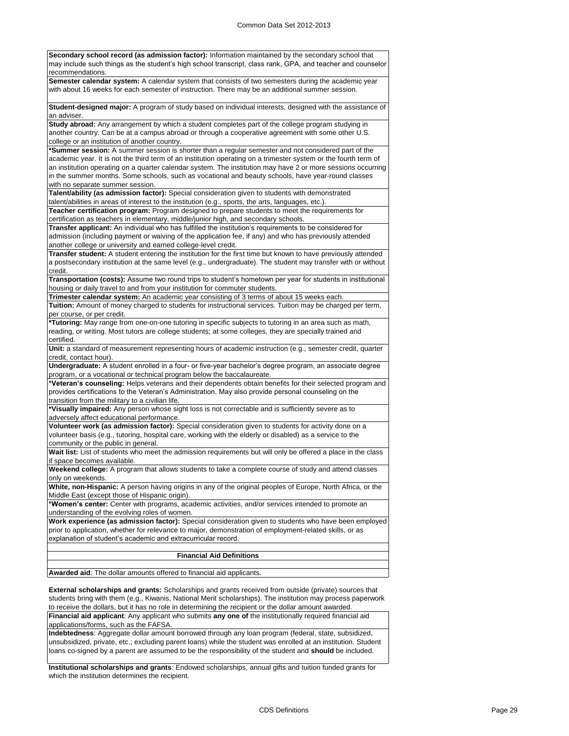**Secondary school record (as admission factor):** Information maintained by the secondary school that may include such things as the student's high school transcript, class rank, GPA, and teacher and counselor recommendations.

**Semester calendar system:** A calendar system that consists of two semesters during the academic year with about 16 weeks for each semester of instruction. There may be an additional summer session.

**Student-designed major:** A program of study based on individual interests, designed with the assistance of an adviser.

**Study abroad:** Any arrangement by which a student completes part of the college program studying in another country. Can be at a campus abroad or through a cooperative agreement with some other U.S. college or an institution of another country.

***Summer session:** A summer session is shorter than a regular semester and not considered part of the academic year. It is not the third term of an institution operating on a trimester system or the fourth term of an institution operating on a quarter calendar system. The institution may have 2 or more sessions occurring in the summer months. Some schools, such as vocational and beauty schools, have year-round classes with no separate summer session.

**Talent/ability (as admission factor):** Special consideration given to students with demonstrated talent/abilities in areas of interest to the institution (e.g., sports, the arts, languages, etc.).

**Teacher certification program:** Program designed to prepare students to meet the requirements for certification as teachers in elementary, middle/junior high, and secondary schools.

**Transfer applicant:** An individual who has fulfilled the institution's requirements to be considered for admission (including payment or waiving of the application fee, if any) and who has previously attended another college or university and earned college-level credit.

**Transfer student:** A student entering the institution for the first time but known to have previously attended a postsecondary institution at the same level (e.g., undergraduate). The student may transfer with or without credit.

**Transportation (costs):** Assume two round trips to student's hometown per year for students in institutional housing or daily travel to and from your institution for commuter students.

**Trimester calendar system:** An academic year consisting of 3 terms of about 15 weeks each.

**Tuition:** Amount of money charged to students for instructional services. Tuition may be charged per term, per course, or per credit.

***Tutoring:** May range from one-on-one tutoring in specific subjects to tutoring in an area such as math, reading, or writing. Most tutors are college students; at some colleges, they are specially trained and certified.

**Unit:** a standard of measurement representing hours of academic instruction (e.g., semester credit, quarter credit, contact hour).

**Undergraduate:** A student enrolled in a four- or five-year bachelor's degree program, an associate degree program, or a vocational or technical program below the baccalaureate.

***Veteran's counseling:** Helps veterans and their dependents obtain benefits for their selected program and provides certifications to the Veteran's Administration. May also provide personal counseling on the transition from the military to a civilian life.

***Visually impaired:** Any person whose sight loss is not correctable and is sufficiently severe as to adversely affect educational performance.

**Volunteer work (as admission factor):** Special consideration given to students for activity done on a volunteer basis (e.g., tutoring, hospital care, working with the elderly or disabled) as a service to the community or the public in general.

**Wait list:** List of students who meet the admission requirements but will only be offered a place in the class if space becomes available.

**Weekend college:** A program that allows students to take a complete course of study and attend classes only on weekends.

**White, non-Hispanic:** A person having origins in any of the original peoples of Europe, North Africa, or the Middle East (except those of Hispanic origin).

***Women's center:** Center with programs, academic activities, and/or services intended to promote an understanding of the evolving roles of women.

**Work experience (as admission factor):** Special consideration given to students who have been employed prior to application, whether for relevance to major, demonstration of employment-related skills, or as explanation of student's academic and extracurricular record.

## Financial Aid Definitions

**Awarded aid**: The dollar amounts offered to financial aid applicants.

**External scholarships and grants:** Scholarships and grants received from outside (private) sources that students bring with them (e.g., Kiwanis, National Merit scholarships). The institution may process paperwork to receive the dollars, but it has no role in determining the recipient or the dollar amount awarded.

**Financial aid applicant**: Any applicant who submits **any one of** the institutionally required financial aid applications/forms, such as the FAFSA.

**Indebtedness**: Aggregate dollar amount borrowed through any loan program (federal, state, subsidized, unsubsidized, private, etc.; excluding parent loans) while the student was enrolled at an institution. Student loans co-signed by a parent are assumed to be the responsibility of the student and **should** be included.

**Institutional scholarships and grants**: Endowed scholarships, annual gifts and tuition funded grants for which the institution determines the recipient.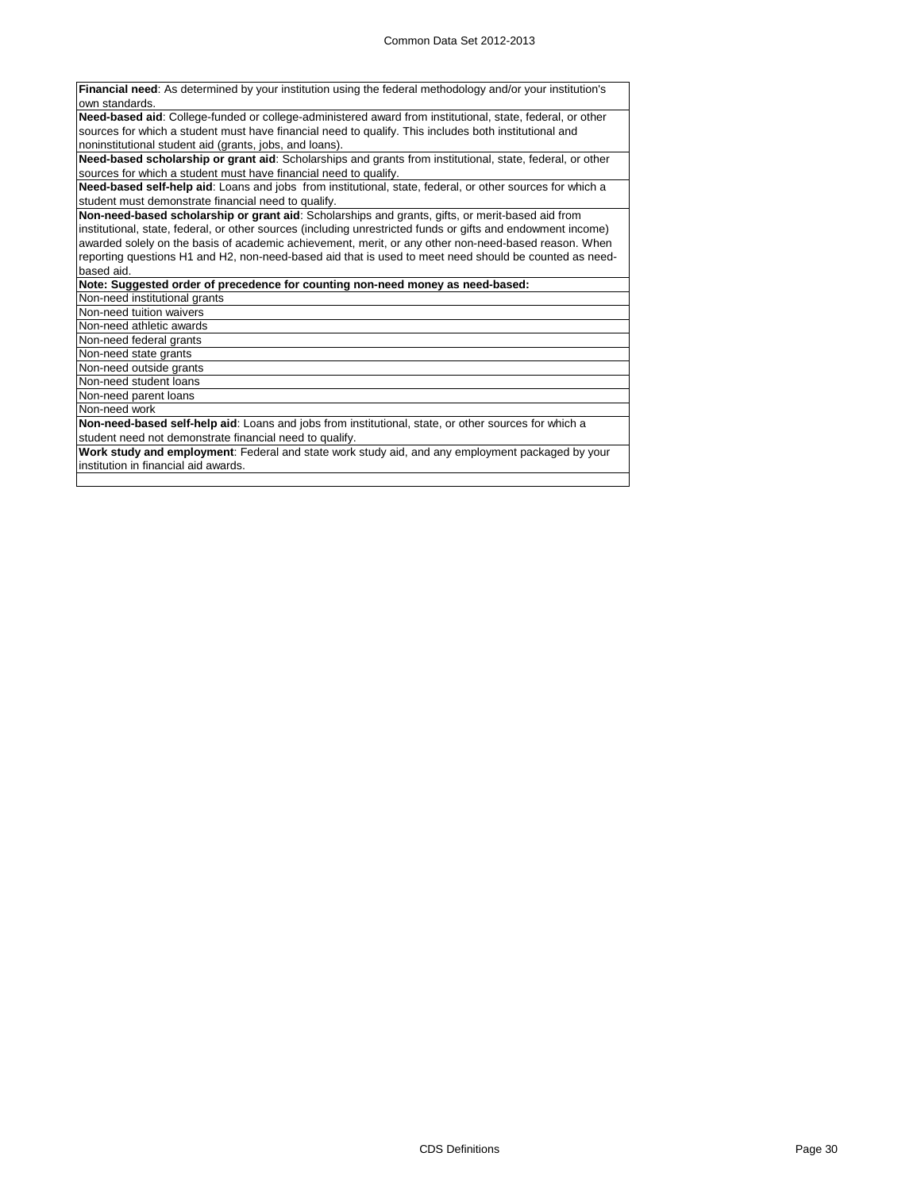**Financial need**: As determined by your institution using the federal methodology and/or your institution's own standards.

**Need-based aid**: College-funded or college-administered award from institutional, state, federal, or other sources for which a student must have financial need to qualify. This includes both institutional and noninstitutional student aid (grants, jobs, and loans).

**Need-based scholarship or grant aid**: Scholarships and grants from institutional, state, federal, or other sources for which a student must have financial need to qualify.

**Need-based self-help aid**: Loans and jobs from institutional, state, federal, or other sources for which a student must demonstrate financial need to qualify.

**Non-need-based scholarship or grant aid**: Scholarships and grants, gifts, or merit-based aid from institutional, state, federal, or other sources (including unrestricted funds or gifts and endowment income) awarded solely on the basis of academic achievement, merit, or any other non-need-based reason. When reporting questions H1 and H2, non-need-based aid that is used to meet need should be counted as need-based aid.

**Note: Suggested order of precedence for counting non-need money as need-based:**

- Non-need institutional grants
- Non-need tuition waivers
- Non-need athletic awards
- Non-need federal grants
- Non-need state grants
- Non-need outside grants
- Non-need student loans
- Non-need parent loans
- Non-need work

**Non-need-based self-help aid**: Loans and jobs from institutional, state, or other sources for which a student need not demonstrate financial need to qualify.

**Work study and employment**: Federal and state work study aid, and any employment packaged by your institution in financial aid awards.